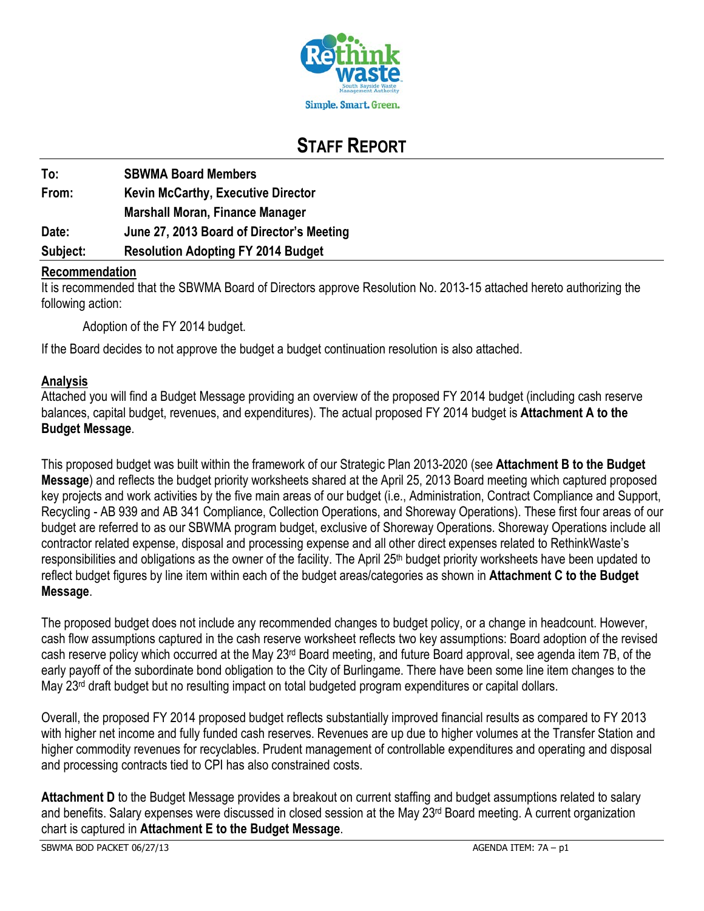# STAFF REPORT

**To:** SBWMA Board Members

**From:** Kevin McCarthy, Executive Director
Marshall Moran, Finance Manager

**Date:** June 27, 2013 Board of Director's Meeting

**Subject:** Resolution Adopting FY 2014 Budget

## Recommendation

It is recommended that the SBWMA Board of Directors approve Resolution No. 2013-15 attached hereto authorizing the following action:

Adoption of the FY 2014 budget.

If the Board decides to not approve the budget a budget continuation resolution is also attached.

## Analysis

Attached you will find a Budget Message providing an overview of the proposed FY 2014 budget (including cash reserve balances, capital budget, revenues, and expenditures). The actual proposed FY 2014 budget is **Attachment A to the Budget Message**.

This proposed budget was built within the framework of our Strategic Plan 2013-2020 (see **Attachment B to the Budget Message**) and reflects the budget priority worksheets shared at the April 25, 2013 Board meeting which captured proposed key projects and work activities by the five main areas of our budget (i.e., Administration, Contract Compliance and Support, Recycling - AB 939 and AB 341 Compliance, Collection Operations, and Shoreway Operations). These first four areas of our budget are referred to as our SBWMA program budget, exclusive of Shoreway Operations. Shoreway Operations include all contractor related expense, disposal and processing expense and all other direct expenses related to RethinkWaste's responsibilities and obligations as the owner of the facility. The April 25th budget priority worksheets have been updated to reflect budget figures by line item within each of the budget areas/categories as shown in **Attachment C to the Budget Message**.

The proposed budget does not include any recommended changes to budget policy, or a change in headcount. However, cash flow assumptions captured in the cash reserve worksheet reflects two key assumptions: Board adoption of the revised cash reserve policy which occurred at the May 23rd Board meeting, and future Board approval, see agenda item 7B, of the early payoff of the subordinate bond obligation to the City of Burlingame. There have been some line item changes to the May 23rd draft budget but no resulting impact on total budgeted program expenditures or capital dollars.

Overall, the proposed FY 2014 proposed budget reflects substantially improved financial results as compared to FY 2013 with higher net income and fully funded cash reserves. Revenues are up due to higher volumes at the Transfer Station and higher commodity revenues for recyclables. Prudent management of controllable expenditures and operating and disposal and processing contracts tied to CPI has also constrained costs.

**Attachment D** to the Budget Message provides a breakout on current staffing and budget assumptions related to salary and benefits. Salary expenses were discussed in closed session at the May 23rd Board meeting. A current organization chart is captured in **Attachment E to the Budget Message**.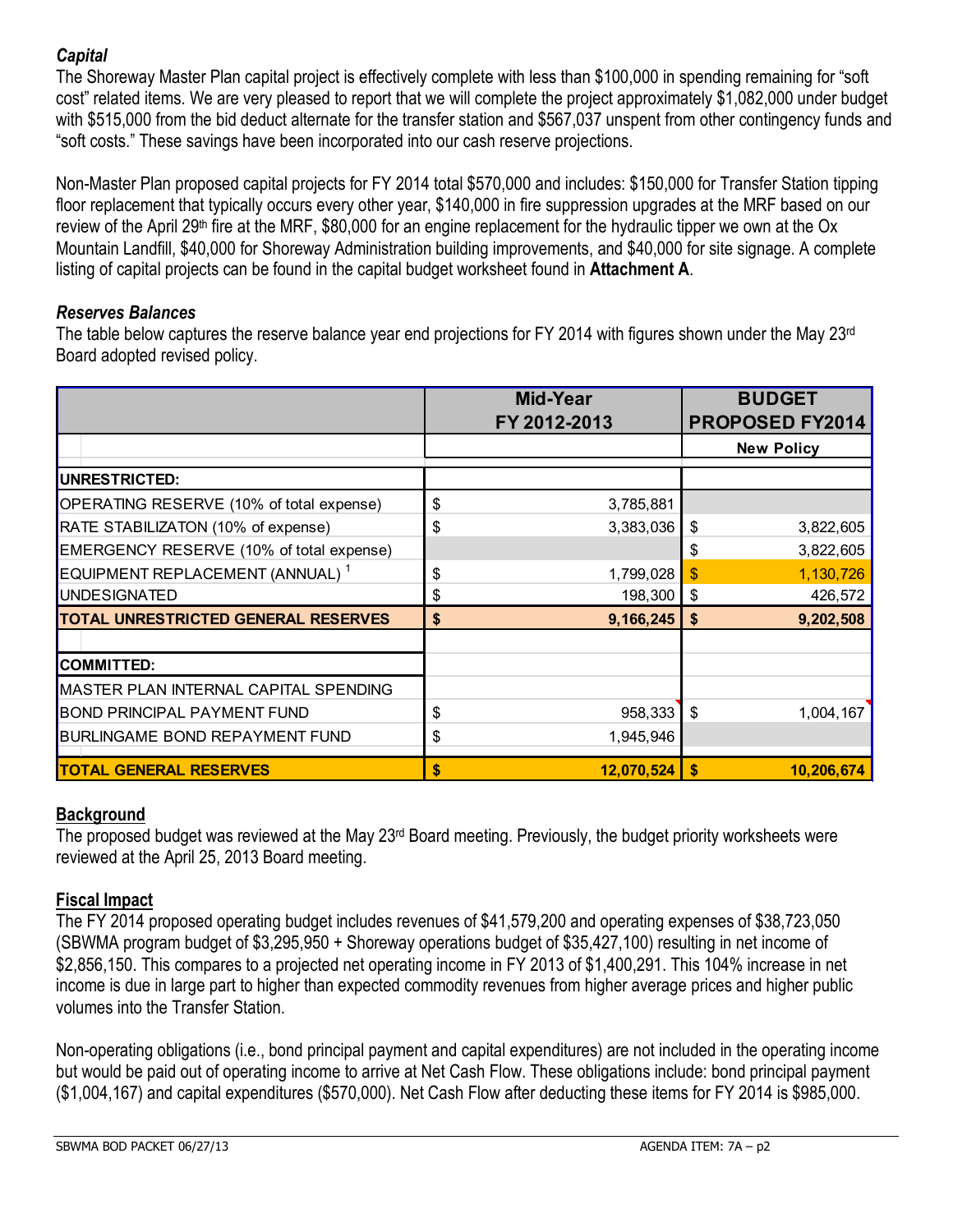### *Capital*

The Shoreway Master Plan capital project is effectively complete with less than $100,000 in spending remaining for "soft cost" related items. We are very pleased to report that we will complete the project approximately $1,082,000 under budget with $515,000 from the bid deduct alternate for the transfer station and $567,037 unspent from other contingency funds and "soft costs." These savings have been incorporated into our cash reserve projections.

Non-Master Plan proposed capital projects for FY 2014 total $570,000 and includes: $150,000 for Transfer Station tipping floor replacement that typically occurs every other year, $140,000 in fire suppression upgrades at the MRF based on our review of the April 29th fire at the MRF, $80,000 for an engine replacement for the hydraulic tipper we own at the Ox Mountain Landfill, $40,000 for Shoreway Administration building improvements, and $40,000 for site signage. A complete listing of capital projects can be found in the capital budget worksheet found in **Attachment A**.

### *Reserves Balances*

The table below captures the reserve balance year end projections for FY 2014 with figures shown under the May 23rd Board adopted revised policy.

| | Mid-Year FY 2012-2013 | BUDGET PROPOSED FY2014 |
|---|---|---|
| | | New Policy |
| **UNRESTRICTED:** | | |
| OPERATING RESERVE (10% of total expense) | $ 3,785,881 | |
| RATE STABILIZATON (10% of expense) | $ 3,383,036 | $ 3,822,605 |
| EMERGENCY RESERVE (10% of total expense) | | $ 3,822,605 |
| EQUIPMENT REPLACEMENT (ANNUAL) [1] | $ 1,799,028 | $ 1,130,726 |
| UNDESIGNATED | $ 198,300 | $ 426,572 |
| **TOTAL UNRESTRICTED GENERAL RESERVES** | **$ 9,166,245** | **$ 9,202,508** |
| | | |
| **COMMITTED:** | | |
| MASTER PLAN INTERNAL CAPITAL SPENDING | | |
| BOND PRINCIPAL PAYMENT FUND | $ 958,333 | $ 1,004,167 |
| BURLINGAME BOND REPAYMENT FUND | $ 1,945,946 | |
| **TOTAL GENERAL RESERVES** | **$ 12,070,524** | **$ 10,206,674** |

## Background

The proposed budget was reviewed at the May 23rd Board meeting. Previously, the budget priority worksheets were reviewed at the April 25, 2013 Board meeting.

## Fiscal Impact

The FY 2014 proposed operating budget includes revenues of $41,579,200 and operating expenses of $38,723,050 (SBWMA program budget of $3,295,950 + Shoreway operations budget of $35,427,100) resulting in net income of $2,856,150. This compares to a projected net operating income in FY 2013 of $1,400,291. This 104% increase in net income is due in large part to higher than expected commodity revenues from higher average prices and higher public volumes into the Transfer Station.

Non-operating obligations (i.e., bond principal payment and capital expenditures) are not included in the operating income but would be paid out of operating income to arrive at Net Cash Flow. These obligations include: bond principal payment ($1,004,167) and capital expenditures ($570,000). Net Cash Flow after deducting these items for FY 2014 is $985,000.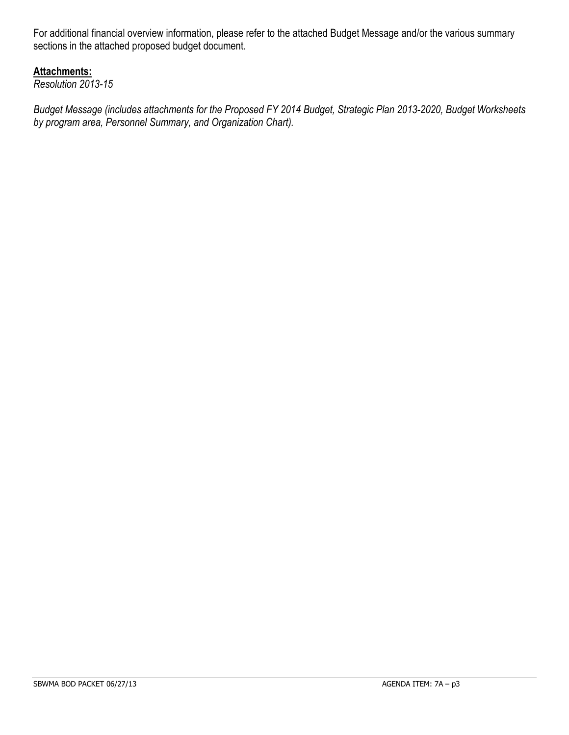For additional financial overview information, please refer to the attached Budget Message and/or the various summary sections in the attached proposed budget document.

**Attachments:**

*Resolution 2013-15*

*Budget Message (includes attachments for the Proposed FY 2014 Budget, Strategic Plan 2013-2020, Budget Worksheets by program area, Personnel Summary, and Organization Chart).*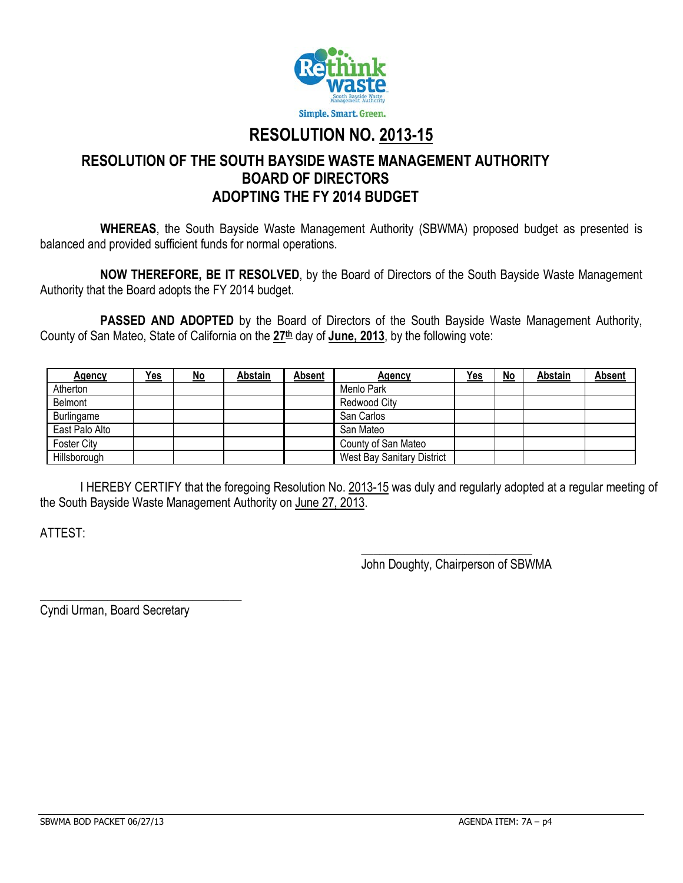# RESOLUTION NO. 2013-15

## RESOLUTION OF THE SOUTH BAYSIDE WASTE MANAGEMENT AUTHORITY BOARD OF DIRECTORS ADOPTING THE FY 2014 BUDGET

**WHEREAS**, the South Bayside Waste Management Authority (SBWMA) proposed budget as presented is balanced and provided sufficient funds for normal operations.

**NOW THEREFORE, BE IT RESOLVED**, by the Board of Directors of the South Bayside Waste Management Authority that the Board adopts the FY 2014 budget.

**PASSED AND ADOPTED** by the Board of Directors of the South Bayside Waste Management Authority, County of San Mateo, State of California on the **27th** day of **June, 2013**, by the following vote:

| Agency | Yes | No | Abstain | Absent | Agency | Yes | No | Abstain | Absent |
|---|---|---|---|---|---|---|---|---|---|
| Atherton | | | | | Menlo Park | | | | |
| Belmont | | | | | Redwood City | | | | |
| Burlingame | | | | | San Carlos | | | | |
| East Palo Alto | | | | | San Mateo | | | | |
| Foster City | | | | | County of San Mateo | | | | |
| Hillsborough | | | | | West Bay Sanitary District | | | | |

I HEREBY CERTIFY that the foregoing Resolution No. 2013-15 was duly and regularly adopted at a regular meeting of the South Bayside Waste Management Authority on June 27, 2013.

ATTEST:

\_\_\_\_\_\_\_\_\_\_\_\_\_\_\_\_\_\_\_\_\_\_\_\_\_\_\_\_

John Doughty, Chairperson of SBWMA

\_\_\_\_\_\_\_\_\_\_\_\_\_\_\_\_\_\_\_\_\_\_\_\_\_\_\_\_

Cyndi Urman, Board Secretary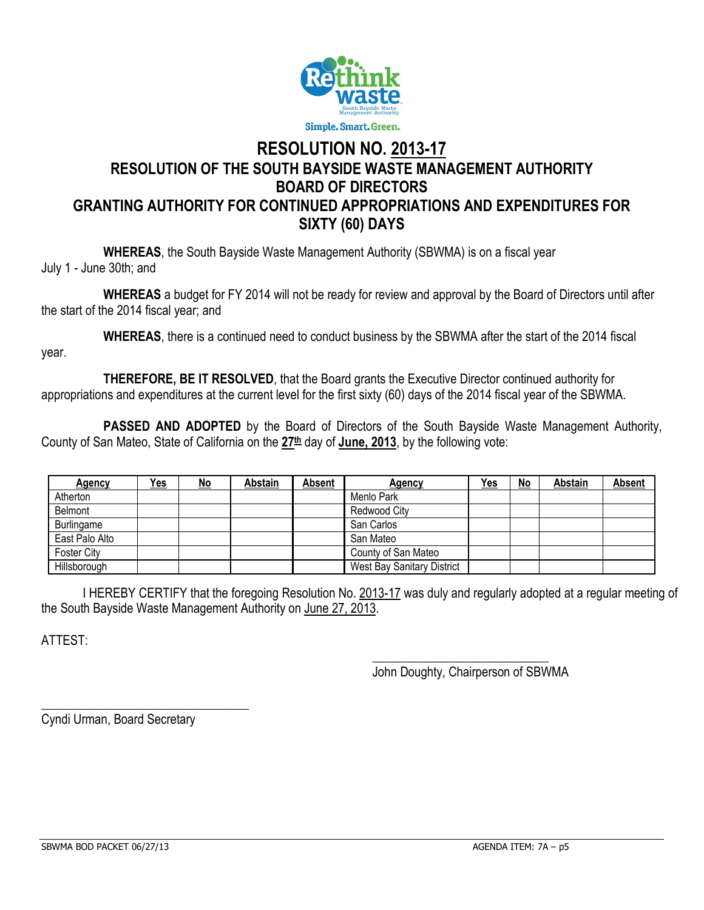Rethink waste — South Bayside Waste Management Authority

Simple. Smart. Green.

# RESOLUTION NO. 2013-17

## RESOLUTION OF THE SOUTH BAYSIDE WASTE MANAGEMENT AUTHORITY BOARD OF DIRECTORS GRANTING AUTHORITY FOR CONTINUED APPROPRIATIONS AND EXPENDITURES FOR SIXTY (60) DAYS

**WHEREAS**, the South Bayside Waste Management Authority (SBWMA) is on a fiscal year July 1 - June 30th; and

**WHEREAS** a budget for FY 2014 will not be ready for review and approval by the Board of Directors until after the start of the 2014 fiscal year; and

**WHEREAS**, there is a continued need to conduct business by the SBWMA after the start of the 2014 fiscal year.

**THEREFORE, BE IT RESOLVED**, that the Board grants the Executive Director continued authority for appropriations and expenditures at the current level for the first sixty (60) days of the 2014 fiscal year of the SBWMA.

**PASSED AND ADOPTED** by the Board of Directors of the South Bayside Waste Management Authority, County of San Mateo, State of California on the **27th** day of **June, 2013**, by the following vote:

| Agency | Yes | No | Abstain | Absent | Agency | Yes | No | Abstain | Absent |
|---|---|---|---|---|---|---|---|---|---|
| Atherton | | | | | Menlo Park | | | | |
| Belmont | | | | | Redwood City | | | | |
| Burlingame | | | | | San Carlos | | | | |
| East Palo Alto | | | | | San Mateo | | | | |
| Foster City | | | | | County of San Mateo | | | | |
| Hillsborough | | | | | West Bay Sanitary District | | | | |

I HEREBY CERTIFY that the foregoing Resolution No. 2013-17 was duly and regularly adopted at a regular meeting of the South Bayside Waste Management Authority on June 27, 2013.

ATTEST:

\_\_\_\_\_\_\_\_\_\_\_\_\_\_\_\_\_\_\_\_\_\_\_\_\_\_\_\_
John Doughty, Chairperson of SBWMA

\_\_\_\_\_\_\_\_\_\_\_\_\_\_\_\_\_\_\_\_\_\_\_\_\_\_\_\_
Cyndi Urman, Board Secretary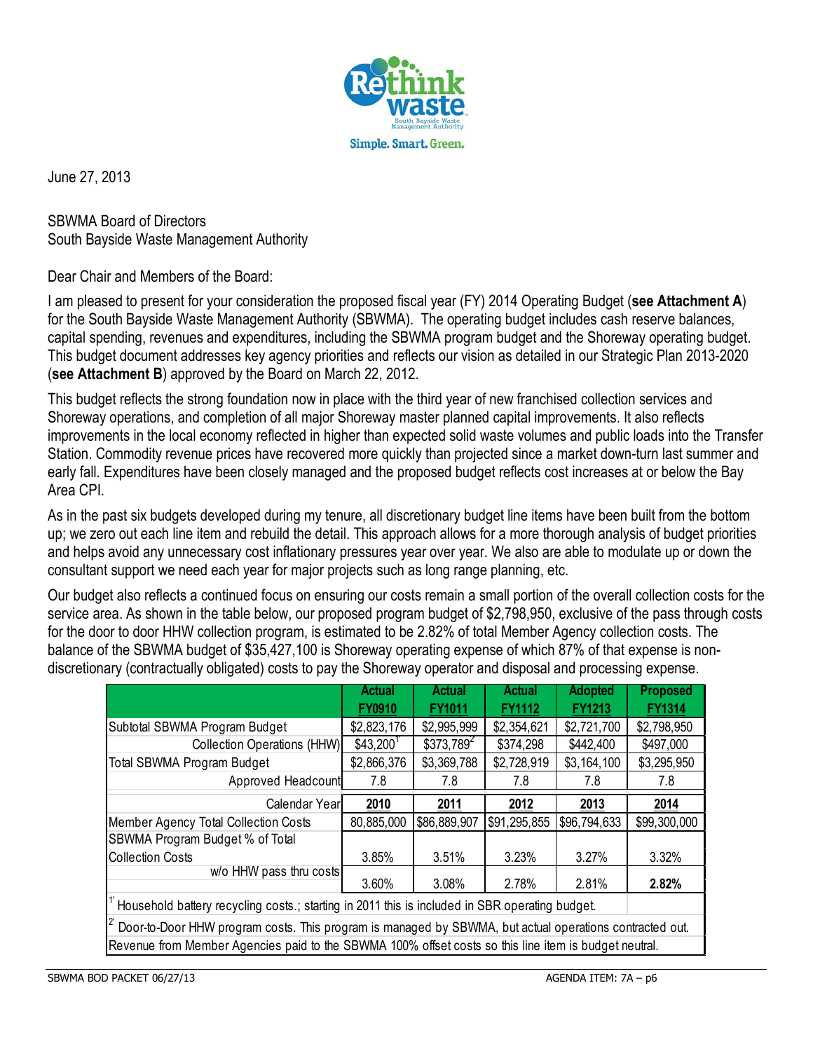Rethink waste
South Bayside Waste Management Authority
Simple. Smart. Green.

June 27, 2013

SBWMA Board of Directors
South Bayside Waste Management Authority

Dear Chair and Members of the Board:

I am pleased to present for your consideration the proposed fiscal year (FY) 2014 Operating Budget (**see Attachment A**) for the South Bayside Waste Management Authority (SBWMA). The operating budget includes cash reserve balances, capital spending, revenues and expenditures, including the SBWMA program budget and the Shoreway operating budget. This budget document addresses key agency priorities and reflects our vision as detailed in our Strategic Plan 2013-2020 (**see Attachment B**) approved by the Board on March 22, 2012.

This budget reflects the strong foundation now in place with the third year of new franchised collection services and Shoreway operations, and completion of all major Shoreway master planned capital improvements. It also reflects improvements in the local economy reflected in higher than expected solid waste volumes and public loads into the Transfer Station. Commodity revenue prices have recovered more quickly than projected since a market down-turn last summer and early fall. Expenditures have been closely managed and the proposed budget reflects cost increases at or below the Bay Area CPI.

As in the past six budgets developed during my tenure, all discretionary budget line items have been built from the bottom up; we zero out each line item and rebuild the detail. This approach allows for a more thorough analysis of budget priorities and helps avoid any unnecessary cost inflationary pressures year over year. We also are able to modulate up or down the consultant support we need each year for major projects such as long range planning, etc.

Our budget also reflects a continued focus on ensuring our costs remain a small portion of the overall collection costs for the service area. As shown in the table below, our proposed program budget of $2,798,950, exclusive of the pass through costs for the door to door HHW collection program, is estimated to be 2.82% of total Member Agency collection costs. The balance of the SBWMA budget of $35,427,100 is Shoreway operating expense of which 87% of that expense is non-discretionary (contractually obligated) costs to pay the Shoreway operator and disposal and processing expense.

| | Actual FY0910 | Actual FY1011 | Actual FY1112 | Adopted FY1213 | Proposed FY1314 |
|---|---|---|---|---|---|
| Subtotal SBWMA Program Budget | $2,823,176 | $2,995,999 | $2,354,621 | $2,721,700 | $2,798,950 |
| Collection Operations (HHW) | $43,200[1] | $373,789[2] | $374,298 | $442,400 | $497,000 |
| Total SBWMA Program Budget | $2,866,376 | $3,369,788 | $2,728,919 | $3,164,100 | $3,295,950 |
| Approved Headcount | 7.8 | 7.8 | 7.8 | 7.8 | 7.8 |
| Calendar Year | **2010** | **2011** | **2012** | **2013** | **2014** |
| Member Agency Total Collection Costs | 80,885,000 | $86,889,907 | $91,295,855 | $96,794,633 | $99,300,000 |
| SBWMA Program Budget % of Total Collection Costs | 3.85% | 3.51% | 3.23% | 3.27% | 3.32% |
| w/o HHW pass thru costs | 3.60% | 3.08% | 2.78% | 2.81% | **2.82%** |

[1] Household battery recycling costs.; starting in 2011 this is included in SBR operating budget.

[2] Door-to-Door HHW program costs. This program is managed by SBWMA, but actual operations contracted out. Revenue from Member Agencies paid to the SBWMA 100% offset costs so this line item is budget neutral.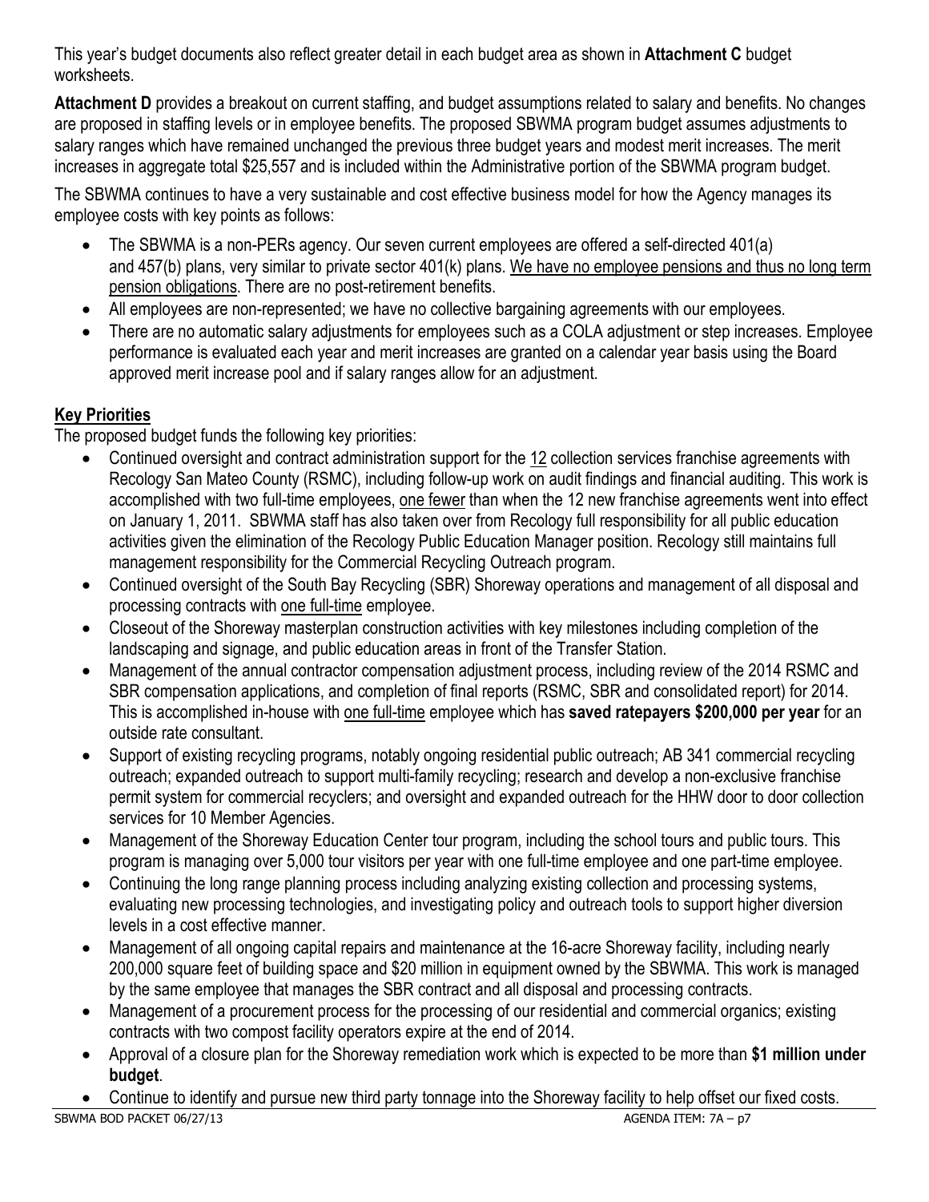This year's budget documents also reflect greater detail in each budget area as shown in **Attachment C** budget worksheets.

**Attachment D** provides a breakout on current staffing, and budget assumptions related to salary and benefits. No changes are proposed in staffing levels or in employee benefits. The proposed SBWMA program budget assumes adjustments to salary ranges which have remained unchanged the previous three budget years and modest merit increases. The merit increases in aggregate total $25,557 and is included within the Administrative portion of the SBWMA program budget.

The SBWMA continues to have a very sustainable and cost effective business model for how the Agency manages its employee costs with key points as follows:

- The SBWMA is a non-PERs agency. Our seven current employees are offered a self-directed 401(a) and 457(b) plans, very similar to private sector 401(k) plans. <u>We have no employee pensions and thus no long term pension obligations</u>. There are no post-retirement benefits.
- All employees are non-represented; we have no collective bargaining agreements with our employees.
- There are no automatic salary adjustments for employees such as a COLA adjustment or step increases. Employee performance is evaluated each year and merit increases are granted on a calendar year basis using the Board approved merit increase pool and if salary ranges allow for an adjustment.

## Key Priorities

The proposed budget funds the following key priorities:

- Continued oversight and contract administration support for the <u>12</u> collection services franchise agreements with Recology San Mateo County (RSMC), including follow-up work on audit findings and financial auditing. This work is accomplished with two full-time employees, <u>one fewer</u> than when the 12 new franchise agreements went into effect on January 1, 2011. SBWMA staff has also taken over from Recology full responsibility for all public education activities given the elimination of the Recology Public Education Manager position. Recology still maintains full management responsibility for the Commercial Recycling Outreach program.
- Continued oversight of the South Bay Recycling (SBR) Shoreway operations and management of all disposal and processing contracts with <u>one full-time</u> employee.
- Closeout of the Shoreway masterplan construction activities with key milestones including completion of the landscaping and signage, and public education areas in front of the Transfer Station.
- Management of the annual contractor compensation adjustment process, including review of the 2014 RSMC and SBR compensation applications, and completion of final reports (RSMC, SBR and consolidated report) for 2014. This is accomplished in-house with <u>one full-time</u> employee which has **saved ratepayers $200,000 per year** for an outside rate consultant.
- Support of existing recycling programs, notably ongoing residential public outreach; AB 341 commercial recycling outreach; expanded outreach to support multi-family recycling; research and develop a non-exclusive franchise permit system for commercial recyclers; and oversight and expanded outreach for the HHW door to door collection services for 10 Member Agencies.
- Management of the Shoreway Education Center tour program, including the school tours and public tours. This program is managing over 5,000 tour visitors per year with one full-time employee and one part-time employee.
- Continuing the long range planning process including analyzing existing collection and processing systems, evaluating new processing technologies, and investigating policy and outreach tools to support higher diversion levels in a cost effective manner.
- Management of all ongoing capital repairs and maintenance at the 16-acre Shoreway facility, including nearly 200,000 square feet of building space and $20 million in equipment owned by the SBWMA. This work is managed by the same employee that manages the SBR contract and all disposal and processing contracts.
- Management of a procurement process for the processing of our residential and commercial organics; existing contracts with two compost facility operators expire at the end of 2014.
- Approval of a closure plan for the Shoreway remediation work which is expected to be more than **$1 million under budget**.
- Continue to identify and pursue new third party tonnage into the Shoreway facility to help offset our fixed costs.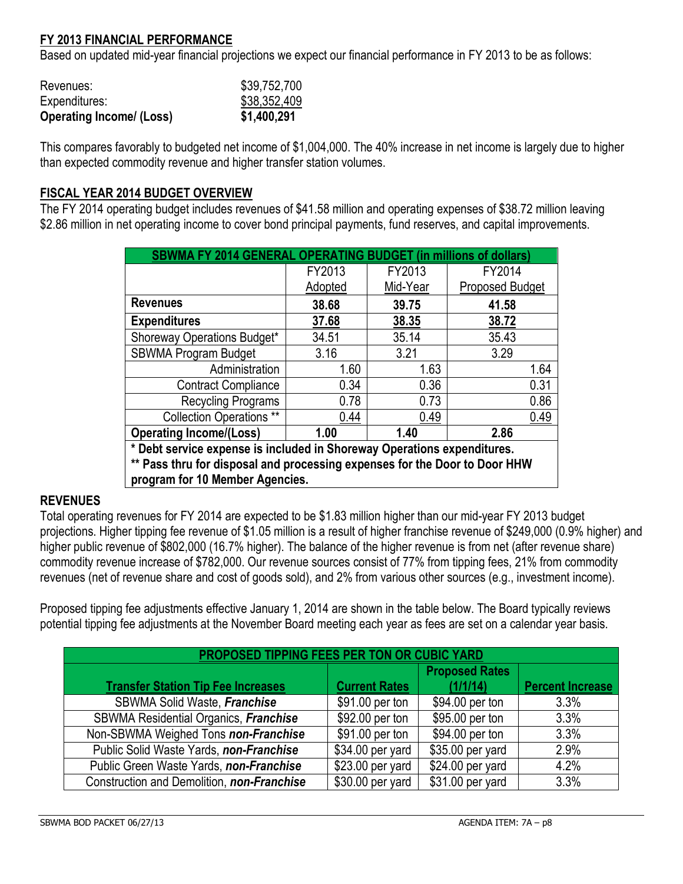## FY 2013 FINANCIAL PERFORMANCE

Based on updated mid-year financial projections we expect our financial performance in FY 2013 to be as follows:

| | |
|---|---|
| Revenues: | $39,752,700 |
| Expenditures: | $38,352,409 |
| **Operating Income/ (Loss)** | **$1,400,291** |

This compares favorably to budgeted net income of $1,004,000. The 40% increase in net income is largely due to higher than expected commodity revenue and higher transfer station volumes.

## FISCAL YEAR 2014 BUDGET OVERVIEW

The FY 2014 operating budget includes revenues of $41.58 million and operating expenses of $38.72 million leaving $2.86 million in net operating income to cover bond principal payments, fund reserves, and capital improvements.

| SBWMA FY 2014 GENERAL OPERATING BUDGET (in millions of dollars) | | | |
|---|---|---|---|
| | FY2013 Adopted | FY2013 Mid-Year | FY2014 Proposed Budget |
| **Revenues** | **38.68** | **39.75** | **41.58** |
| **Expenditures** | **37.68** | **38.35** | **38.72** |
| Shoreway Operations Budget* | 34.51 | 35.14 | 35.43 |
| SBWMA Program Budget | 3.16 | 3.21 | 3.29 |
| Administration | 1.60 | 1.63 | 1.64 |
| Contract Compliance | 0.34 | 0.36 | 0.31 |
| Recycling Programs | 0.78 | 0.73 | 0.86 |
| Collection Operations ** | 0.44 | 0.49 | 0.49 |
| **Operating Income/(Loss)** | **1.00** | **1.40** | **2.86** |

**\* Debt service expense is included in Shoreway Operations expenditures.**
**\*\* Pass thru for disposal and processing expenses for the Door to Door HHW program for 10 Member Agencies.**

## REVENUES

Total operating revenues for FY 2014 are expected to be $1.83 million higher than our mid-year FY 2013 budget projections. Higher tipping fee revenue of $1.05 million is a result of higher franchise revenue of $249,000 (0.9% higher) and higher public revenue of $802,000 (16.7% higher). The balance of the higher revenue is from net (after revenue share) commodity revenue increase of $782,000. Our revenue sources consist of 77% from tipping fees, 21% from commodity revenues (net of revenue share and cost of goods sold), and 2% from various other sources (e.g., investment income).

Proposed tipping fee adjustments effective January 1, 2014 are shown in the table below. The Board typically reviews potential tipping fee adjustments at the November Board meeting each year as fees are set on a calendar year basis.

| PROPOSED TIPPING FEES PER TON OR CUBIC YARD | | | |
|---|---|---|---|
| **Transfer Station Tip Fee Increases** | **Current Rates** | **Proposed Rates (1/1/14)** | **Percent Increase** |
| SBWMA Solid Waste, ***Franchise*** | $91.00 per ton | $94.00 per ton | 3.3% |
| SBWMA Residential Organics, ***Franchise*** | $92.00 per ton | $95.00 per ton | 3.3% |
| Non-SBWMA Weighed Tons ***non-Franchise*** | $91.00 per ton | $94.00 per ton | 3.3% |
| Public Solid Waste Yards, ***non-Franchise*** | $34.00 per yard | $35.00 per yard | 2.9% |
| Public Green Waste Yards, ***non-Franchise*** | $23.00 per yard | $24.00 per yard | 4.2% |
| Construction and Demolition, ***non-Franchise*** | $30.00 per yard | $31.00 per yard | 3.3% |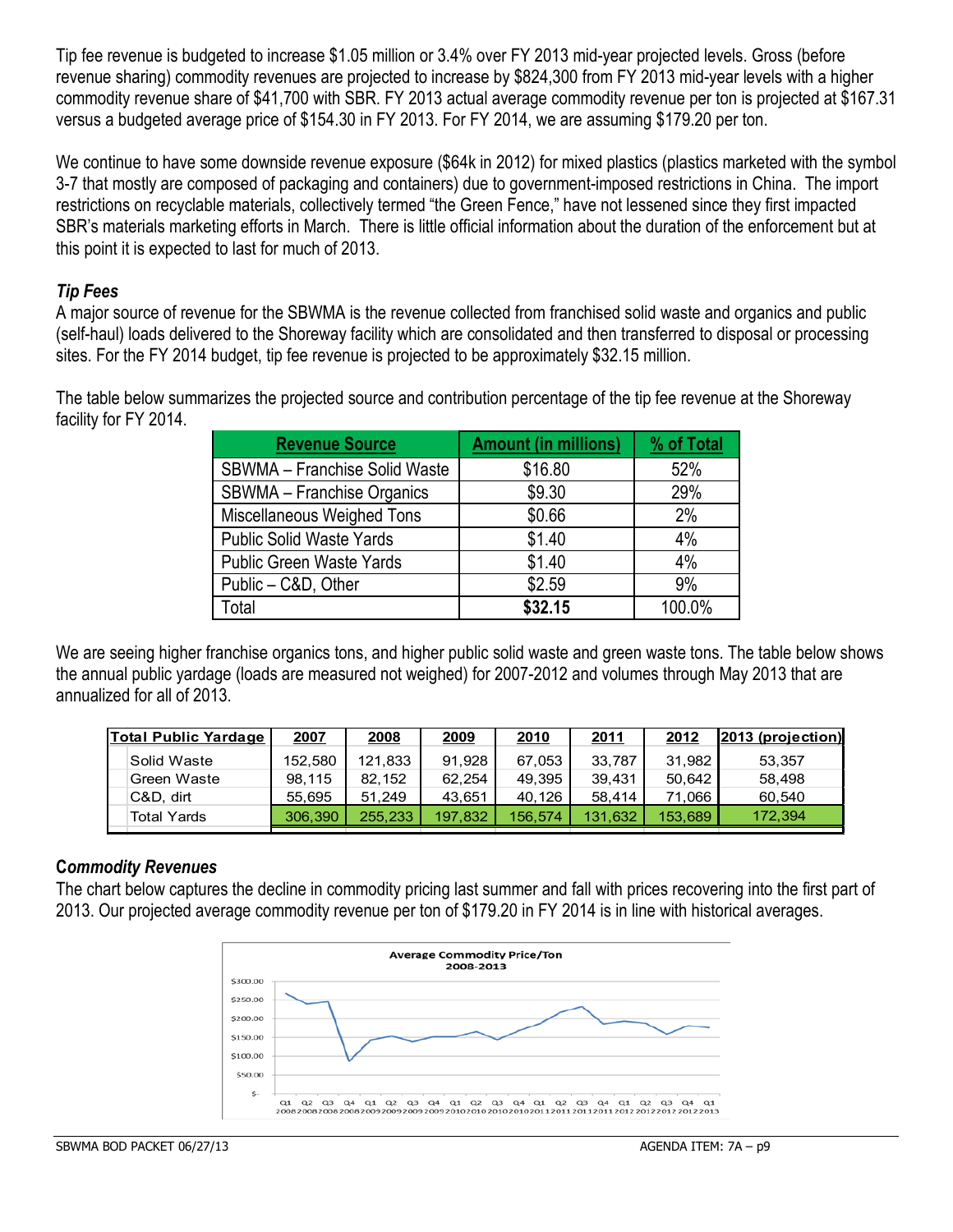Tip fee revenue is budgeted to increase $1.05 million or 3.4% over FY 2013 mid-year projected levels. Gross (before revenue sharing) commodity revenues are projected to increase by $824,300 from FY 2013 mid-year levels with a higher commodity revenue share of $41,700 with SBR. FY 2013 actual average commodity revenue per ton is projected at $167.31 versus a budgeted average price of $154.30 in FY 2013. For FY 2014, we are assuming $179.20 per ton.

We continue to have some downside revenue exposure ($64k in 2012) for mixed plastics (plastics marketed with the symbol 3-7 that mostly are composed of packaging and containers) due to government-imposed restrictions in China. The import restrictions on recyclable materials, collectively termed "the Green Fence," have not lessened since they first impacted SBR's materials marketing efforts in March. There is little official information about the duration of the enforcement but at this point it is expected to last for much of 2013.

### *Tip Fees*

A major source of revenue for the SBWMA is the revenue collected from franchised solid waste and organics and public (self-haul) loads delivered to the Shoreway facility which are consolidated and then transferred to disposal or processing sites. For the FY 2014 budget, tip fee revenue is projected to be approximately $32.15 million.

The table below summarizes the projected source and contribution percentage of the tip fee revenue at the Shoreway facility for FY 2014.

| Revenue Source | Amount (in millions) | % of Total |
|---|---|---|
| SBWMA – Franchise Solid Waste | $16.80 | 52% |
| SBWMA – Franchise Organics | $9.30 | 29% |
| Miscellaneous Weighed Tons | $0.66 | 2% |
| Public Solid Waste Yards | $1.40 | 4% |
| Public Green Waste Yards | $1.40 | 4% |
| Public – C&D, Other | $2.59 | 9% |
| Total | **$32.15** | 100.0% |

We are seeing higher franchise organics tons, and higher public solid waste and green waste tons. The table below shows the annual public yardage (loads are measured not weighed) for 2007-2012 and volumes through May 2013 that are annualized for all of 2013.

| Total Public Yardage | 2007 | 2008 | 2009 | 2010 | 2011 | 2012 | 2013 (projection) |
|---|---|---|---|---|---|---|---|
| Solid Waste | 152,580 | 121,833 | 91,928 | 67,053 | 33,787 | 31,982 | 53,357 |
| Green Waste | 98,115 | 82,152 | 62,254 | 49,395 | 39,431 | 50,642 | 58,498 |
| C&D, dirt | 55,695 | 51,249 | 43,651 | 40,126 | 58,414 | 71,066 | 60,540 |
| Total Yards | 306,390 | 255,233 | 197,832 | 156,574 | 131,632 | 153,689 | 172,394 |

### **C*ommodity Revenues***

The chart below captures the decline in commodity pricing last summer and fall with prices recovering into the first part of 2013. Our projected average commodity revenue per ton of $179.20 in FY 2014 is in line with historical averages.

Average Commodity Price/Ton
2008-2013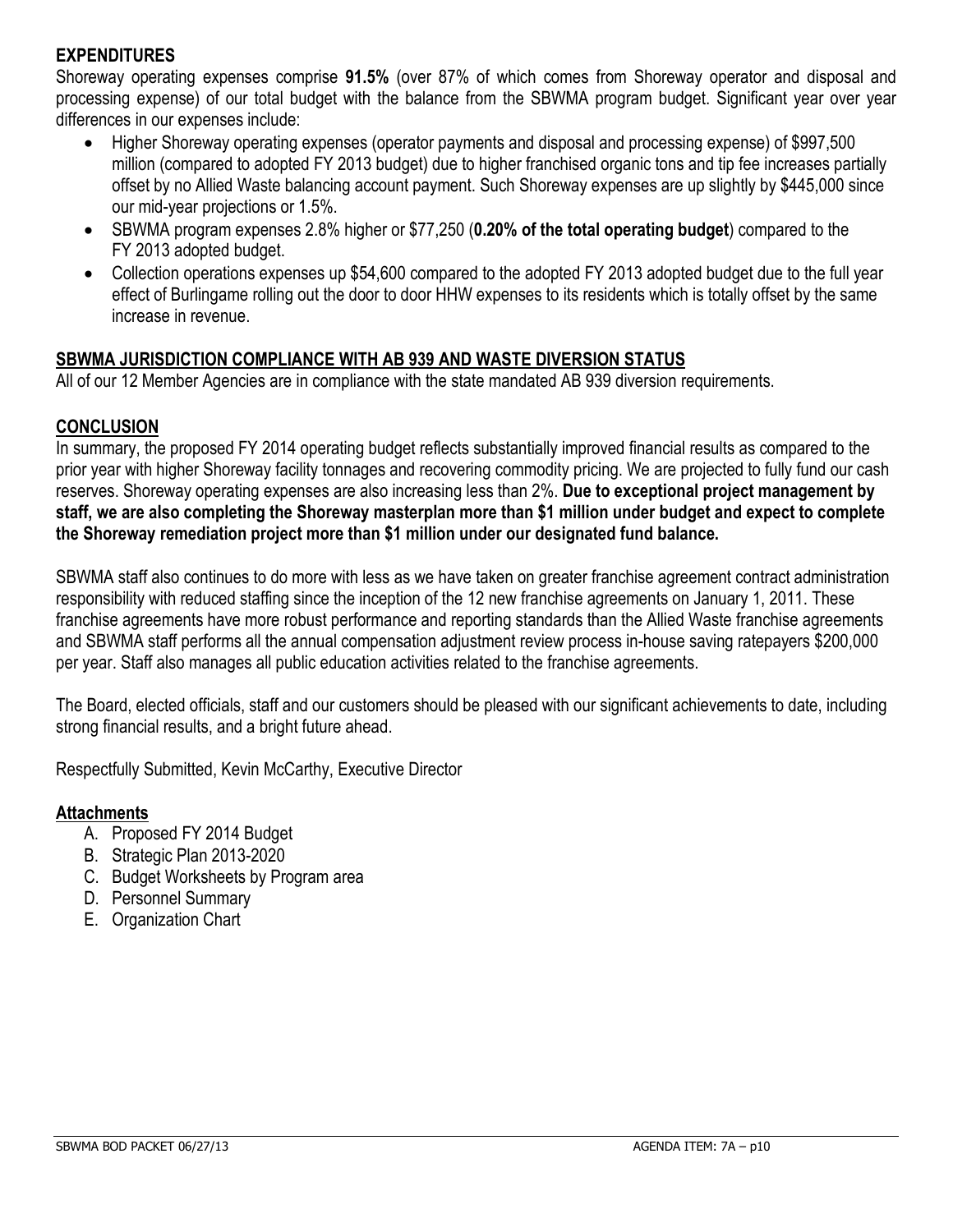## EXPENDITURES

Shoreway operating expenses comprise **91.5%** (over 87% of which comes from Shoreway operator and disposal and processing expense) of our total budget with the balance from the SBWMA program budget. Significant year over year differences in our expenses include:

- Higher Shoreway operating expenses (operator payments and disposal and processing expense) of $997,500 million (compared to adopted FY 2013 budget) due to higher franchised organic tons and tip fee increases partially offset by no Allied Waste balancing account payment. Such Shoreway expenses are up slightly by $445,000 since our mid-year projections or 1.5%.
- SBWMA program expenses 2.8% higher or $77,250 (**0.20% of the total operating budget**) compared to the FY 2013 adopted budget.
- Collection operations expenses up $54,600 compared to the adopted FY 2013 adopted budget due to the full year effect of Burlingame rolling out the door to door HHW expenses to its residents which is totally offset by the same increase in revenue.

## SBWMA JURISDICTION COMPLIANCE WITH AB 939 AND WASTE DIVERSION STATUS

All of our 12 Member Agencies are in compliance with the state mandated AB 939 diversion requirements.

## CONCLUSION

In summary, the proposed FY 2014 operating budget reflects substantially improved financial results as compared to the prior year with higher Shoreway facility tonnages and recovering commodity pricing. We are projected to fully fund our cash reserves. Shoreway operating expenses are also increasing less than 2%. **Due to exceptional project management by staff, we are also completing the Shoreway masterplan more than $1 million under budget and expect to complete the Shoreway remediation project more than $1 million under our designated fund balance.**

SBWMA staff also continues to do more with less as we have taken on greater franchise agreement contract administration responsibility with reduced staffing since the inception of the 12 new franchise agreements on January 1, 2011. These franchise agreements have more robust performance and reporting standards than the Allied Waste franchise agreements and SBWMA staff performs all the annual compensation adjustment review process in-house saving ratepayers $200,000 per year. Staff also manages all public education activities related to the franchise agreements.

The Board, elected officials, staff and our customers should be pleased with our significant achievements to date, including strong financial results, and a bright future ahead.

Respectfully Submitted, Kevin McCarthy, Executive Director

## Attachments

A. Proposed FY 2014 Budget
B. Strategic Plan 2013-2020
C. Budget Worksheets by Program area
D. Personnel Summary
E. Organization Chart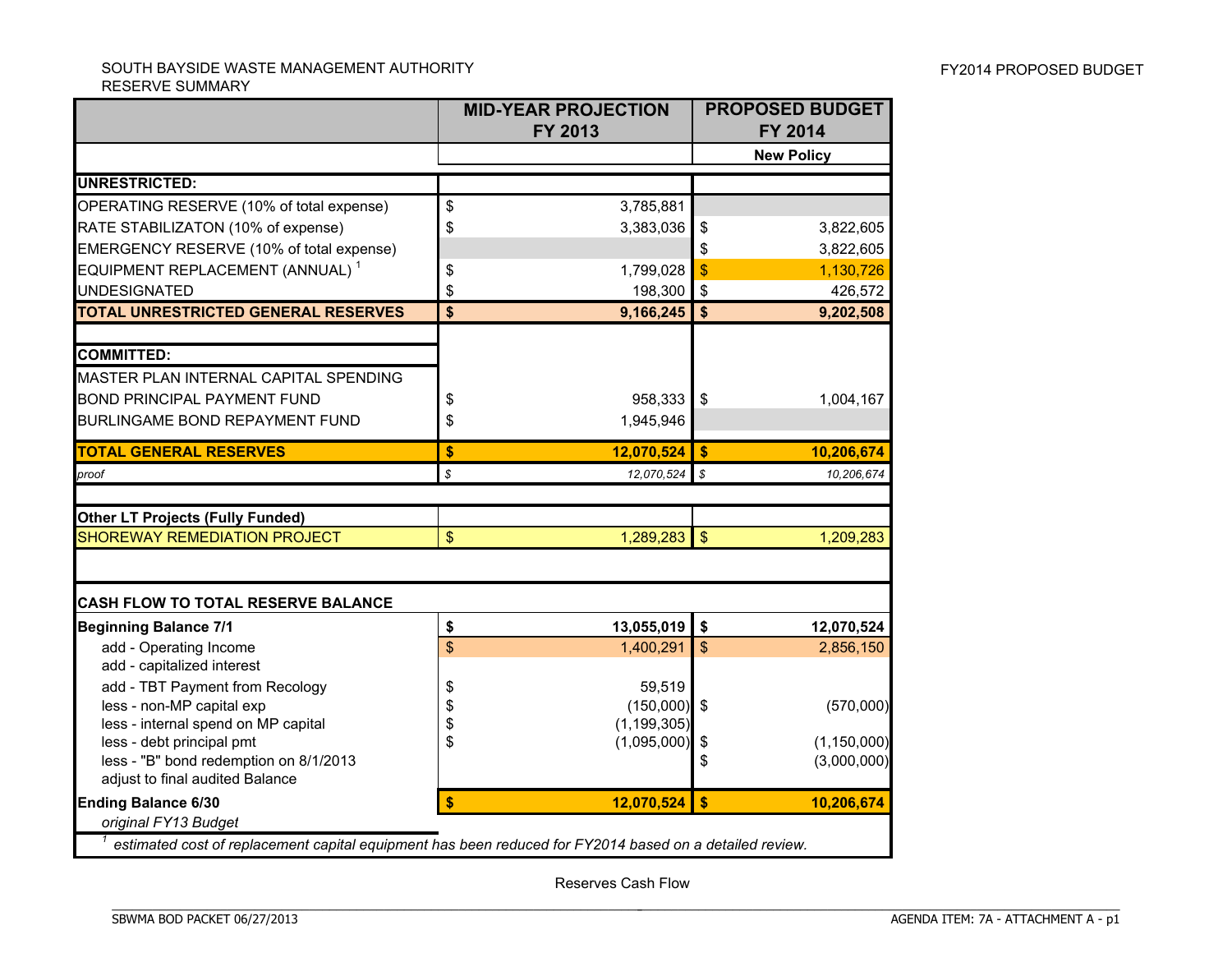SOUTH BAYSIDE WASTE MANAGEMENT AUTHORITY
RESERVE SUMMARY

FY2014 PROPOSED BUDGET

| | MID-YEAR PROJECTION FY 2013 | PROPOSED BUDGET FY 2014 |
|---|---|---|
| | | New Policy |
| **UNRESTRICTED:** | | |
| OPERATING RESERVE (10% of total expense) | $ 3,785,881 | |
| RATE STABILIZATON (10% of expense) | $ 3,383,036 | $ 3,822,605 |
| EMERGENCY RESERVE (10% of total expense) | | $ 3,822,605 |
| EQUIPMENT REPLACEMENT (ANNUAL) [1] | $ 1,799,028 | $ 1,130,726 |
| UNDESIGNATED | $ 198,300 | $ 426,572 |
| **TOTAL UNRESTRICTED GENERAL RESERVES** | **$ 9,166,245** | **$ 9,202,508** |
| | | |
| **COMMITTED:** | | |
| MASTER PLAN INTERNAL CAPITAL SPENDING | | |
| BOND PRINCIPAL PAYMENT FUND | $ 958,333 | $ 1,004,167 |
| BURLINGAME BOND REPAYMENT FUND | $ 1,945,946 | |
| **TOTAL GENERAL RESERVES** | **$ 12,070,524** | **$ 10,206,674** |
| *proof* | *$ 12,070,524* | *$ 10,206,674* |
| | | |
| **Other LT Projects (Fully Funded)** | | |
| SHOREWAY REMEDIATION PROJECT | $ 1,289,283 | $ 1,209,283 |
| | | |
| **CASH FLOW TO TOTAL RESERVE BALANCE** | | |
| **Beginning Balance 7/1** | **$ 13,055,019** | **$ 12,070,524** |
| add - Operating Income | $ 1,400,291 | $ 2,856,150 |
| add - capitalized interest | | |
| add - TBT Payment from Recology | $ 59,519 | |
| less - non-MP capital exp | $ (150,000) | $ (570,000) |
| less - internal spend on MP capital | $ (1,199,305) | |
| less - debt principal pmt | $ (1,095,000) | $ (1,150,000) |
| less - "B" bond redemption on 8/1/2013 | | $ (3,000,000) |
| adjust to final audited Balance | | |
| **Ending Balance 6/30** | **$ 12,070,524** | **$ 10,206,674** |
| *original FY13 Budget* | | |

[1] *estimated cost of replacement capital equipment has been reduced for FY2014 based on a detailed review.*

Reserves Cash Flow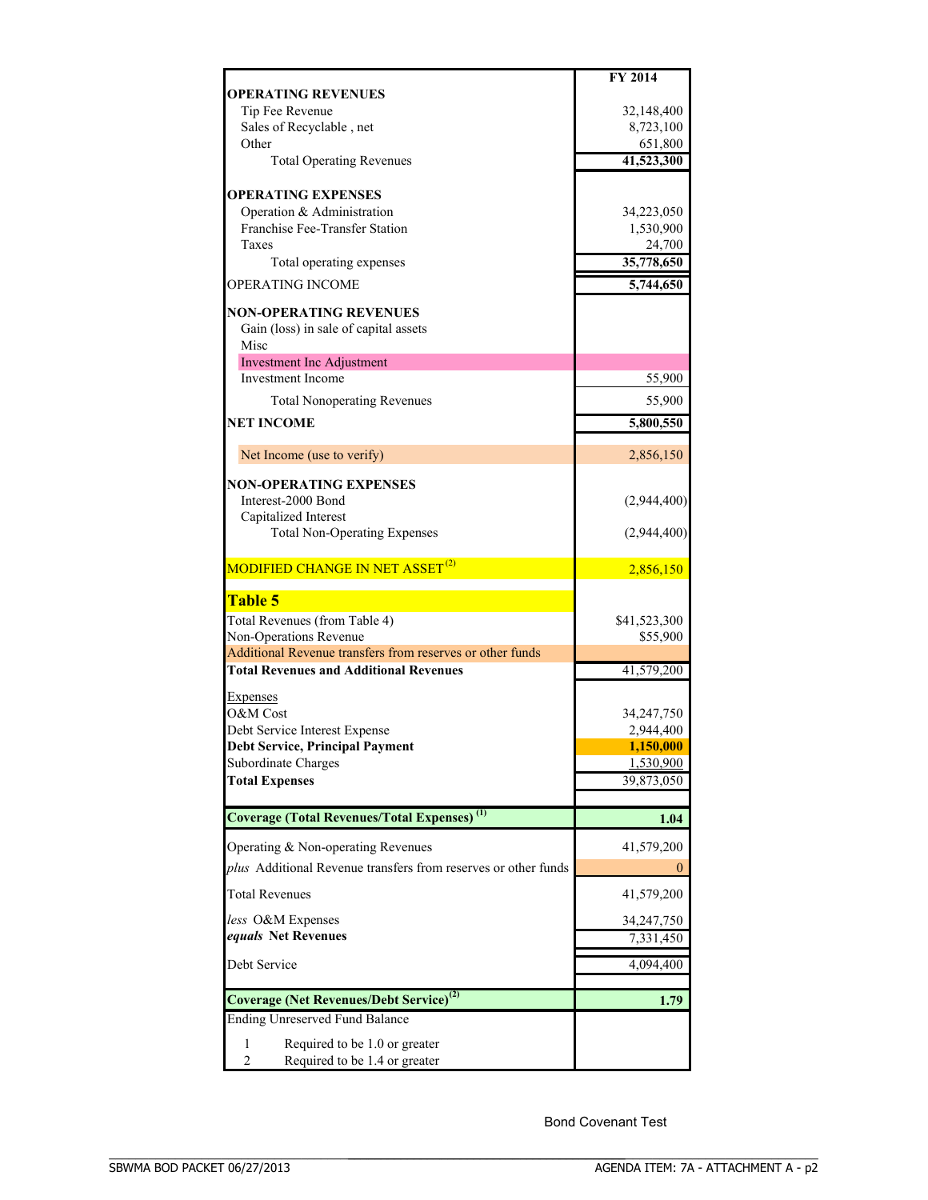| | FY 2014 |
|---|---|
| **OPERATING REVENUES** | |
| Tip Fee Revenue | 32,148,400 |
| Sales of Recyclable , net | 8,723,100 |
| Other | 651,800 |
| Total Operating Revenues | **41,523,300** |
| **OPERATING EXPENSES** | |
| Operation & Administration | 34,223,050 |
| Franchise Fee-Transfer Station | 1,530,900 |
| Taxes | 24,700 |
| Total operating expenses | **35,778,650** |
| OPERATING INCOME | **5,744,650** |
| **NON-OPERATING REVENUES** | |
| Gain (loss) in sale of capital assets | |
| Misc | |
| Investment Inc Adjustment | |
| Investment Income | 55,900 |
| Total Nonoperating Revenues | 55,900 |
| **NET INCOME** | **5,800,550** |
| Net Income (use to verify) | 2,856,150 |
| **NON-OPERATING EXPENSES** | |
| Interest-2000 Bond | (2,944,400) |
| Capitalized Interest | |
| Total Non-Operating Expenses | (2,944,400) |
| MODIFIED CHANGE IN NET ASSET [(2)] | 2,856,150 |
| **Table 5** | |
| Total Revenues (from Table 4) | $41,523,300 |
| Non-Operations Revenue | $55,900 |
| Additional Revenue transfers from reserves or other funds | |
| **Total Revenues and Additional Revenues** | 41,579,200 |
| Expenses | |
| O&M Cost | 34,247,750 |
| Debt Service Interest Expense | 2,944,400 |
| **Debt Service, Principal Payment** | **1,150,000** |
| Subordinate Charges | 1,530,900 |
| **Total Expenses** | 39,873,050 |
| **Coverage (Total Revenues/Total Expenses) [(1)]** | **1.04** |
| Operating & Non-operating Revenues | 41,579,200 |
| *plus* Additional Revenue transfers from reserves or other funds | 0 |
| Total Revenues | 41,579,200 |
| *less* O&M Expenses | 34,247,750 |
| ***equals* Net Revenues** | 7,331,450 |
| Debt Service | 4,094,400 |
| **Coverage (Net Revenues/Debt Service) [(2)]** | **1.79** |
| Ending Unreserved Fund Balance | |
| 1 Required to be 1.0 or greater | |
| 2 Required to be 1.4 or greater | |

Bond Covenant Test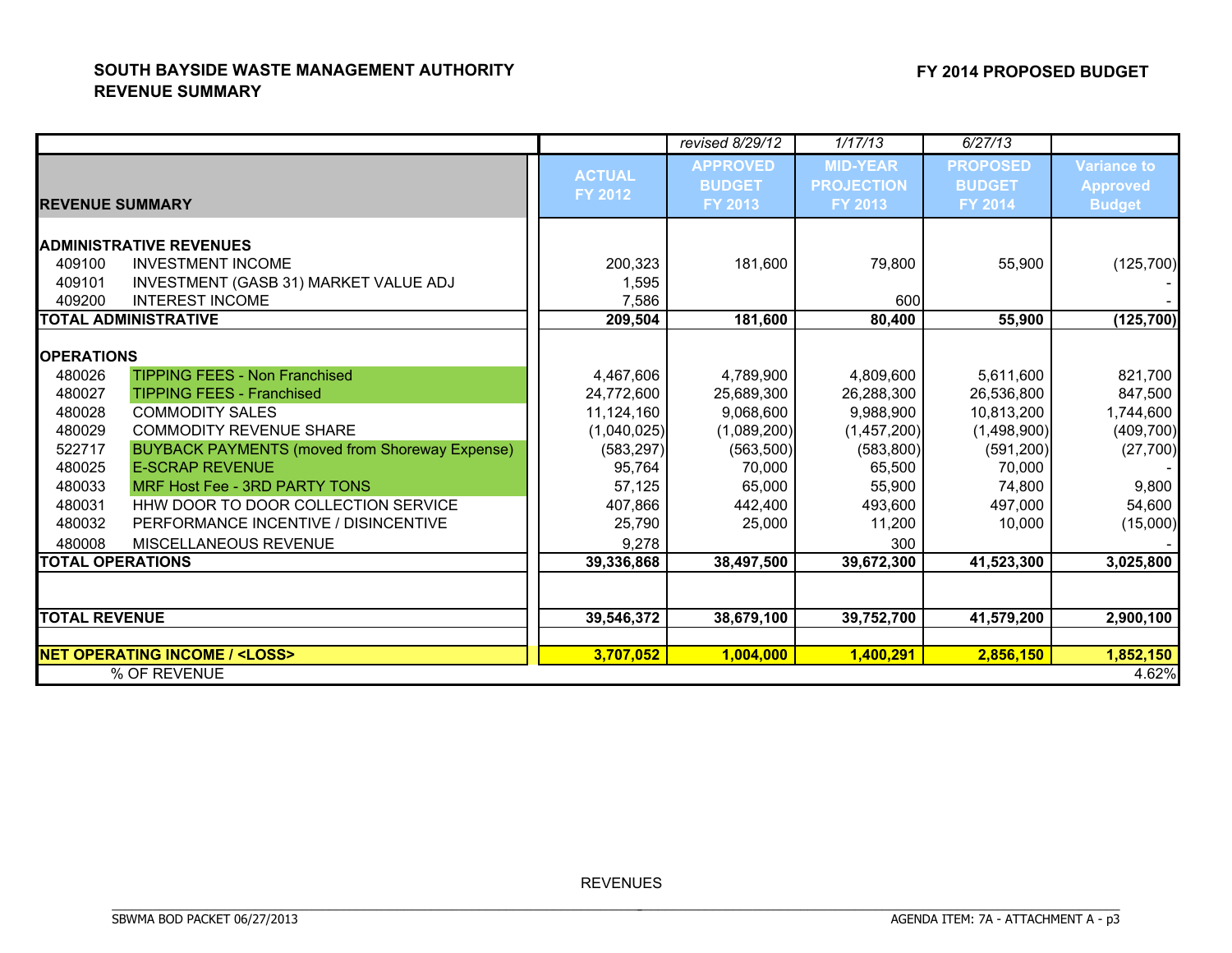**SOUTH BAYSIDE WASTE MANAGEMENT AUTHORITY**
**REVENUE SUMMARY**

**FY 2014 PROPOSED BUDGET**

| | | | *revised 8/29/12* | *1/17/13* | *6/27/13* | |
|---|---|---|---|---|---|---|
| **REVENUE SUMMARY** | | **ACTUAL FY 2012** | **APPROVED BUDGET FY 2013** | **MID-YEAR PROJECTION FY 2013** | **PROPOSED BUDGET FY 2014** | **Variance to Approved Budget** |
| **ADMINISTRATIVE REVENUES** | | | | | | |
| 409100 | INVESTMENT INCOME | 200,323 | 181,600 | 79,800 | 55,900 | (125,700) |
| 409101 | INVESTMENT (GASB 31) MARKET VALUE ADJ | 1,595 | | | | - |
| 409200 | INTEREST INCOME | 7,586 | | 600 | | - |
| **TOTAL ADMINISTRATIVE** | | **209,504** | **181,600** | **80,400** | **55,900** | **(125,700)** |
| **OPERATIONS** | | | | | | |
| 480026 | TIPPING FEES - Non Franchised | 4,467,606 | 4,789,900 | 4,809,600 | 5,611,600 | 821,700 |
| 480027 | TIPPING FEES - Franchised | 24,772,600 | 25,689,300 | 26,288,300 | 26,536,800 | 847,500 |
| 480028 | COMMODITY SALES | 11,124,160 | 9,068,600 | 9,988,900 | 10,813,200 | 1,744,600 |
| 480029 | COMMODITY REVENUE SHARE | (1,040,025) | (1,089,200) | (1,457,200) | (1,498,900) | (409,700) |
| 522717 | BUYBACK PAYMENTS (moved from Shoreway Expense) | (583,297) | (563,500) | (583,800) | (591,200) | (27,700) |
| 480025 | E-SCRAP REVENUE | 95,764 | 70,000 | 65,500 | 70,000 | - |
| 480033 | MRF Host Fee - 3RD PARTY TONS | 57,125 | 65,000 | 55,900 | 74,800 | 9,800 |
| 480031 | HHW DOOR TO DOOR COLLECTION SERVICE | 407,866 | 442,400 | 493,600 | 497,000 | 54,600 |
| 480032 | PERFORMANCE INCENTIVE / DISINCENTIVE | 25,790 | 25,000 | 11,200 | 10,000 | (15,000) |
| 480008 | MISCELLANEOUS REVENUE | 9,278 | | 300 | | - |
| **TOTAL OPERATIONS** | | **39,336,868** | **38,497,500** | **39,672,300** | **41,523,300** | **3,025,800** |
| **TOTAL REVENUE** | | **39,546,372** | **38,679,100** | **39,752,700** | **41,579,200** | **2,900,100** |
| **NET OPERATING INCOME / <LOSS>** | | **3,707,052** | **1,004,000** | **1,400,291** | **2,856,150** | **1,852,150** |
| % OF REVENUE | | | | | | 4.62% |

REVENUES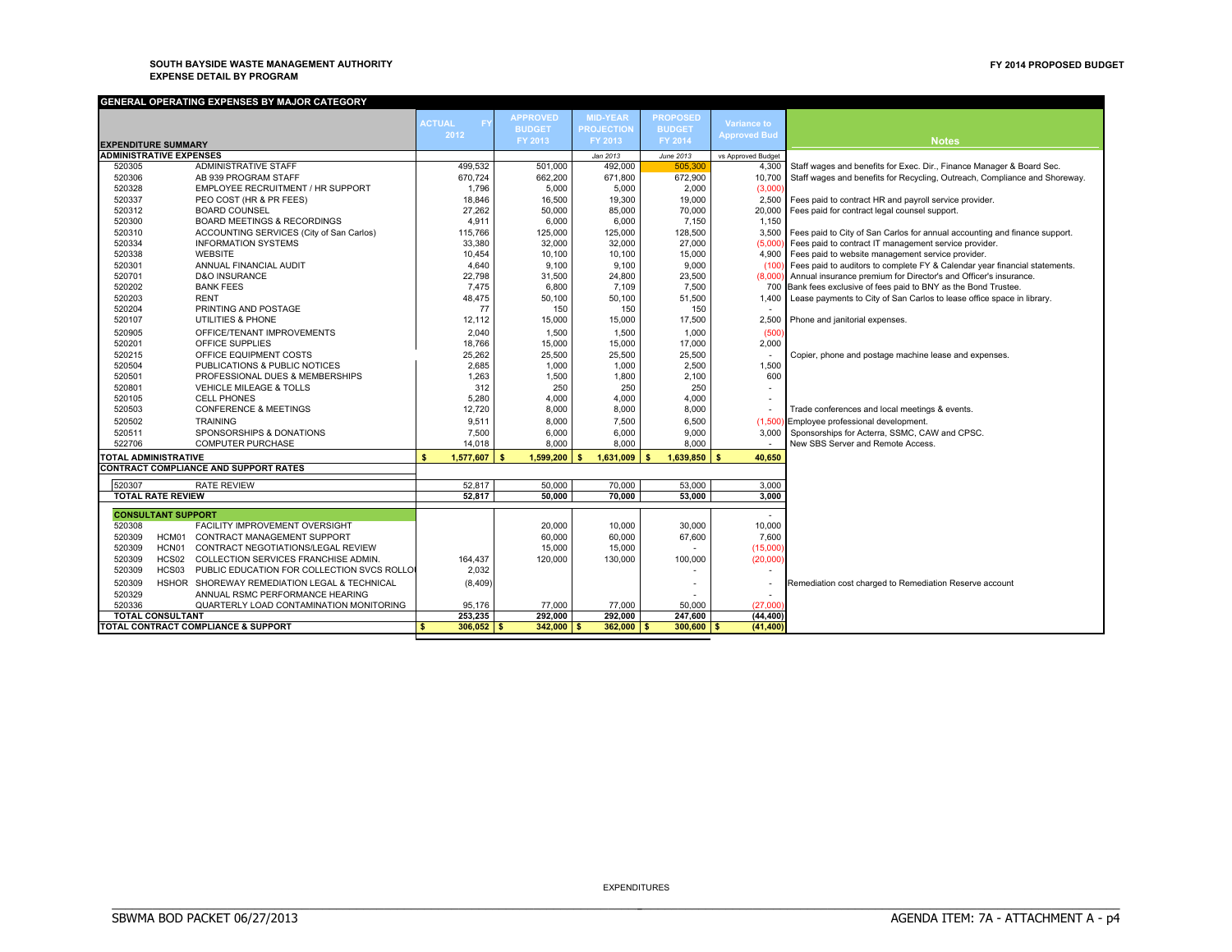**SOUTH BAYSIDE WASTE MANAGEMENT AUTHORITY**
**EXPENSE DETAIL BY PROGRAM**

**FY 2014 PROPOSED BUDGET**

| GENERAL OPERATING EXPENSES BY MAJOR CATEGORY | | | ACTUAL FY 2012 | APPROVED BUDGET FY 2013 | MID-YEAR PROJECTION FY 2013 | PROPOSED BUDGET FY 2014 | Variance to Approved Bud | Notes |
|---|---|---|---|---|---|---|---|---|
| **EXPENDITURE SUMMARY** | | | | | | | | |
| **ADMINISTRATIVE EXPENSES** | | | | | *Jan 2013* | *June 2013* | vs Approved Budget | |
| 520305 | | ADMINISTRATIVE STAFF | 499,532 | 501,000 | 492,000 | 505,300 | 4,300 | Staff wages and benefits for Exec. Dir., Finance Manager & Board Sec. |
| 520306 | | AB 939 PROGRAM STAFF | 670,724 | 662,200 | 671,800 | 672,900 | 10,700 | Staff wages and benefits for Recycling, Outreach, Compliance and Shoreway. |
| 520328 | | EMPLOYEE RECRUITMENT / HR SUPPORT | 1,796 | 5,000 | 5,000 | 2,000 | (3,000) | |
| 520337 | | PEO COST (HR & PR FEES) | 18,846 | 16,500 | 19,300 | 19,000 | 2,500 | Fees paid to contract HR and payroll service provider. |
| 520312 | | BOARD COUNSEL | 27,262 | 50,000 | 85,000 | 70,000 | 20,000 | Fees paid for contract legal counsel support. |
| 520300 | | BOARD MEETINGS & RECORDINGS | 4,911 | 6,000 | 6,000 | 7,150 | 1,150 | |
| 520310 | | ACCOUNTING SERVICES (City of San Carlos) | 115,766 | 125,000 | 125,000 | 128,500 | 3,500 | Fees paid to City of San Carlos for annual accounting and finance support. |
| 520334 | | INFORMATION SYSTEMS | 33,380 | 32,000 | 32,000 | 27,000 | (5,000) | Fees paid to contract IT management service provider. |
| 520338 | | WEBSITE | 10,454 | 10,100 | 10,100 | 15,000 | 4,900 | Fees paid to website management service provider. |
| 520301 | | ANNUAL FINANCIAL AUDIT | 4,640 | 9,100 | 9,100 | 9,000 | (100) | Fees paid to auditors to complete FY & Calendar year financial statements. |
| 520701 | | D&O INSURANCE | 22,798 | 31,500 | 24,800 | 23,500 | (8,000) | Annual insurance premium for Director's and Officer's insurance. |
| 520202 | | BANK FEES | 7,475 | 6,800 | 7,109 | 7,500 | 700 | Bank fees exclusive of fees paid to BNY as the Bond Trustee. |
| 520203 | | RENT | 48,475 | 50,100 | 50,100 | 51,500 | 1,400 | Lease payments to City of San Carlos to lease office space in library. |
| 520204 | | PRINTING AND POSTAGE | 77 | 150 | 150 | 150 | - | |
| 520107 | | UTILITIES & PHONE | 12,112 | 15,000 | 15,000 | 17,500 | 2,500 | Phone and janitorial expenses. |
| 520905 | | OFFICE/TENANT IMPROVEMENTS | 2,040 | 1,500 | 1,500 | 1,000 | (500) | |
| 520201 | | OFFICE SUPPLIES | 18,766 | 15,000 | 15,000 | 17,000 | 2,000 | |
| 520215 | | OFFICE EQUIPMENT COSTS | 25,262 | 25,500 | 25,500 | 25,500 | - | Copier, phone and postage machine lease and expenses. |
| 520504 | | PUBLICATIONS & PUBLIC NOTICES | 2,685 | 1,000 | 1,000 | 2,500 | 1,500 | |
| 520501 | | PROFESSIONAL DUES & MEMBERSHIPS | 1,263 | 1,500 | 1,800 | 2,100 | 600 | |
| 520801 | | VEHICLE MILEAGE & TOLLS | 312 | 250 | 250 | 250 | - | |
| 520105 | | CELL PHONES | 5,280 | 4,000 | 4,000 | 4,000 | - | |
| 520503 | | CONFERENCE & MEETINGS | 12,720 | 8,000 | 8,000 | 8,000 | - | Trade conferences and local meetings & events. |
| 520502 | | TRAINING | 9,511 | 8,000 | 7,500 | 6,500 | (1,500) | Employee professional development. |
| 520511 | | SPONSORSHIPS & DONATIONS | 7,500 | 6,000 | 6,000 | 9,000 | 3,000 | Sponsorships for Acterra, SSMC, CAW and CPSC. |
| 522706 | | COMPUTER PURCHASE | 14,018 | 8,000 | 8,000 | 8,000 | - | New SBS Server and Remote Access. |
| **TOTAL ADMINISTRATIVE** | | | **$ 1,577,607** | **$ 1,599,200** | **$ 1,631,009** | **$ 1,639,850** | **$ 40,650** | |
| **CONTRACT COMPLIANCE AND SUPPORT RATES** | | | | | | | | |
| 520307 | | RATE REVIEW | 52,817 | 50,000 | 70,000 | 53,000 | 3,000 | |
| **TOTAL RATE REVIEW** | | | **52,817** | **50,000** | **70,000** | **53,000** | **3,000** | |
| **CONSULTANT SUPPORT** | | | | | | | - | |
| 520308 | | FACILITY IMPROVEMENT OVERSIGHT | | 20,000 | 10,000 | 30,000 | 10,000 | |
| 520309 | HCM01 | CONTRACT MANAGEMENT SUPPORT | | 60,000 | 60,000 | 67,600 | 7,600 | |
| 520309 | HCN01 | CONTRACT NEGOTIATIONS/LEGAL REVIEW | | 15,000 | 15,000 | - | (15,000) | |
| 520309 | HCS02 | COLLECTION SERVICES FRANCHISE ADMIN. | 164,437 | 120,000 | 130,000 | 100,000 | (20,000) | |
| 520309 | HCS03 | PUBLIC EDUCATION FOR COLLECTION SVCS ROLLO | 2,032 | | | - | - | |
| 520309 | HSHOR | SHOREWAY REMEDIATION LEGAL & TECHNICAL | (8,409) | | | - | - | Remediation cost charged to Remediation Reserve account |
| 520329 | | ANNUAL RSMC PERFORMANCE HEARING | | | | - | - | |
| 520336 | | QUARTERLY LOAD CONTAMINATION MONITORING | 95,176 | 77,000 | 77,000 | 50,000 | (27,000) | |
| **TOTAL CONSULTANT** | | | **253,235** | **292,000** | **292,000** | **247,600** | **(44,400)** | |
| **TOTAL CONTRACT COMPLIANCE & SUPPORT** | | | **$ 306,052** | **$ 342,000** | **$ 362,000** | **$ 300,600** | **$ (41,400)** | |

EXPENDITURES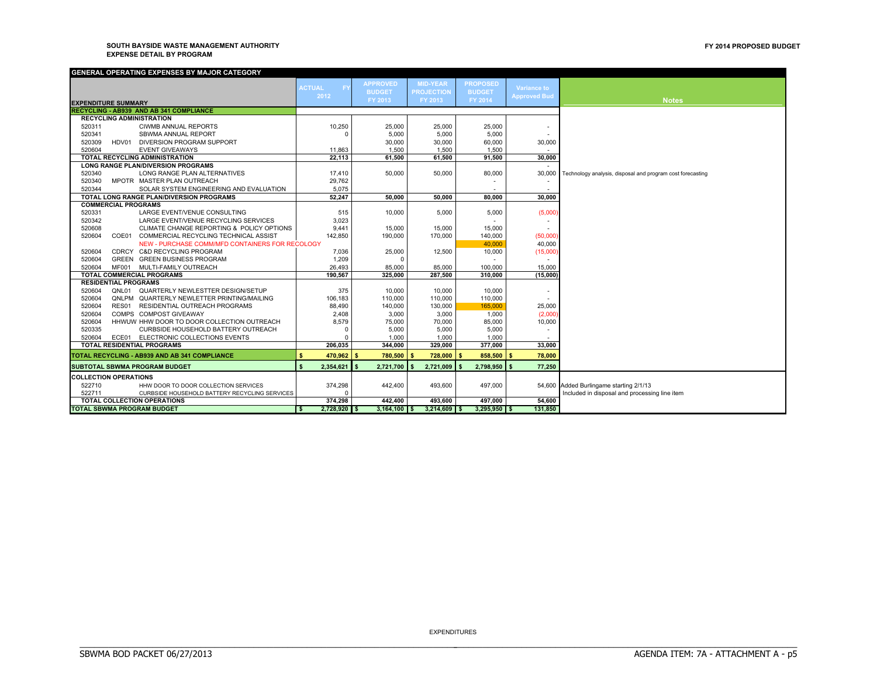**SOUTH BAYSIDE WASTE MANAGEMENT AUTHORITY**
**EXPENSE DETAIL BY PROGRAM**

**FY 2014 PROPOSED BUDGET**

| GENERAL OPERATING EXPENSES BY MAJOR CATEGORY | | | | | | | | |
|---|---|---|---|---|---|---|---|---|
| **EXPENDITURE SUMMARY** | | | ACTUAL FY 2012 | APPROVED BUDGET FY 2013 | MID-YEAR PROJECTION FY 2013 | PROPOSED BUDGET FY 2014 | Variance to Approved Bud | Notes |
| **RECYCLING - AB939 AND AB 341 COMPLIANCE** | | | | | | | | |
| **RECYCLING ADMINISTRATION** | | | | | | | | |
| 520311 | | CIWMB ANNUAL REPORTS | 10,250 | 25,000 | 25,000 | 25,000 | - | |
| 520341 | | SBWMA ANNUAL REPORT | 0 | 5,000 | 5,000 | 5,000 | - | |
| 520309 | HDV01 | DIVERSION PROGRAM SUPPORT | | 30,000 | 30,000 | 60,000 | 30,000 | |
| 520604 | | EVENT GIVEAWAYS | 11,863 | 1,500 | 1,500 | 1,500 | - | |
| **TOTAL RECYCLING ADMINISTRATION** | | | **22,113** | **61,500** | **61,500** | **91,500** | **30,000** | |
| **LONG RANGE PLAN/DIVERSION PROGRAMS** | | | | | | | - | |
| 520340 | | LONG RANGE PLAN ALTERNATIVES | 17,410 | 50,000 | 50,000 | 80,000 | 30,000 | Technology analysis, disposal and program cost forecasting |
| 520340 | MPOTR | MASTER PLAN OUTREACH | 29,762 | | | - | - | |
| 520344 | | SOLAR SYSTEM ENGINEERING AND EVALUATION | 5,075 | | | - | - | |
| **TOTAL LONG RANGE PLAN/DIVERSION PROGRAMS** | | | **52,247** | **50,000** | **50,000** | **80,000** | **30,000** | |
| **COMMERCIAL PROGRAMS** | | | | | | | | |
| 520331 | | LARGE EVENT/VENUE CONSULTING | 515 | 10,000 | 5,000 | 5,000 | (5,000) | |
| 520342 | | LARGE EVENT/VENUE RECYCLING SERVICES | 3,023 | | | - | - | |
| 520608 | | CLIMATE CHANGE REPORTING & POLICY OPTIONS | 9,441 | 15,000 | 15,000 | 15,000 | - | |
| 520604 | COE01 | COMMERCIAL RECYCLING TECHNICAL ASSIST | 142,850 | 190,000 | 170,000 | 140,000 | (50,000) | |
| | | NEW - PURCHASE COMM/MFD CONTAINERS FOR RECOLOGY | | | | 40,000 | 40,000 | |
| 520604 | CDRCY | C&D RECYCLING PROGRAM | 7,036 | 25,000 | 12,500 | 10,000 | (15,000) | |
| 520604 | GREEN | GREEN BUSINESS PROGRAM | 1,209 | 0 | | - | - | |
| 520604 | MF001 | MULTI-FAMILY OUTREACH | 26,493 | 85,000 | 85,000 | 100,000 | 15,000 | |
| **TOTAL COMMERCIAL PROGRAMS** | | | **190,567** | **325,000** | **287,500** | **310,000** | **(15,000)** | |
| **RESIDENTIAL PROGRAMS** | | | | | | | | |
| 520604 | QNL01 | QUARTERLY NEWLESTTER DESIGN/SETUP | 375 | 10,000 | 10,000 | 10,000 | - | |
| 520604 | QNLPM | QUARTERLY NEWLETTER PRINTING/MAILING | 106,183 | 110,000 | 110,000 | 110,000 | - | |
| 520604 | RES01 | RESIDENTIAL OUTREACH PROGRAMS | 88,490 | 140,000 | 130,000 | 165,000 | 25,000 | |
| 520604 | COMPS | COMPOST GIVEAWAY | 2,408 | 3,000 | 3,000 | 1,000 | (2,000) | |
| 520604 | HHWUW | HHW DOOR TO DOOR COLLECTION OUTREACH | 8,579 | 75,000 | 70,000 | 85,000 | 10,000 | |
| 520335 | | CURBSIDE HOUSEHOLD BATTERY OUTREACH | 0 | 5,000 | 5,000 | 5,000 | - | |
| 520604 | ECE01 | ELECTRONIC COLLECTIONS EVENTS | 0 | 1,000 | 1,000 | 1,000 | - | |
| **TOTAL RESIDENTIAL PROGRAMS** | | | **206,035** | **344,000** | **329,000** | **377,000** | **33,000** | |
| **TOTAL RECYCLING - AB939 AND AB 341 COMPLIANCE** | | | **$ 470,962** | **$ 780,500** | **$ 728,000** | **$ 858,500** | **$ 78,000** | |
| **SUBTOTAL SBWMA PROGRAM BUDGET** | | | **$ 2,354,621** | **$ 2,721,700** | **$ 2,721,009** | **$ 2,798,950** | **$ 77,250** | |
| **COLLECTION OPERATIONS** | | | | | | | | |
| 522710 | | HHW DOOR TO DOOR COLLECTION SERVICES | 374,298 | 442,400 | 493,600 | 497,000 | 54,600 | Added Burlingame starting 2/1/13 |
| 522711 | | CURBSIDE HOUSEHOLD BATTERY RECYCLING SERVICES | 0 | | | | | Included in disposal and processing line item |
| **TOTAL COLLECTION OPERATIONS** | | | **374,298** | **442,400** | **493,600** | **497,000** | **54,600** | |
| **TOTAL SBWMA PROGRAM BUDGET** | | | **$ 2,728,920** | **$ 3,164,100** | **$ 3,214,609** | **$ 3,295,950** | **$ 131,850** | |

EXPENDITURES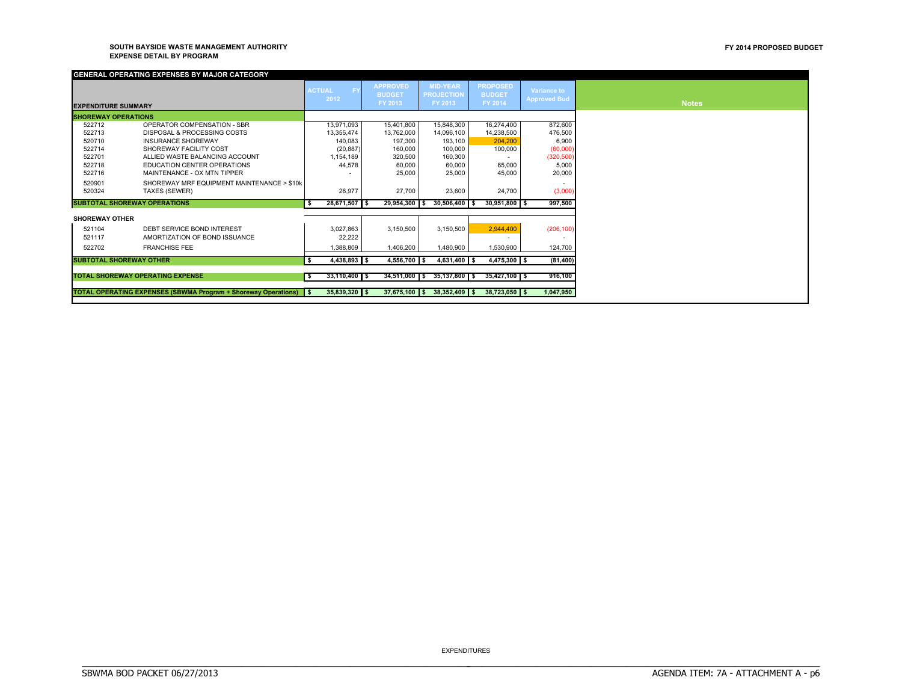**SOUTH BAYSIDE WASTE MANAGEMENT AUTHORITY**
**EXPENSE DETAIL BY PROGRAM**

**FY 2014 PROPOSED BUDGET**

**GENERAL OPERATING EXPENSES BY MAJOR CATEGORY**

| EXPENDITURE SUMMARY | | ACTUAL FY 2012 | APPROVED BUDGET FY 2013 | MID-YEAR PROJECTION FY 2013 | PROPOSED BUDGET FY 2014 | Variance to Approved Bud | Notes |
|---|---|---|---|---|---|---|---|
| **SHOREWAY OPERATIONS** | | | | | | | |
| 522712 | OPERATOR COMPENSATION - SBR | 13,971,093 | 15,401,800 | 15,848,300 | 16,274,400 | 872,600 | |
| 522713 | DISPOSAL & PROCESSING COSTS | 13,355,474 | 13,762,000 | 14,096,100 | 14,238,500 | 476,500 | |
| 520710 | INSURANCE SHOREWAY | 140,083 | 197,300 | 193,100 | 204,200 | 6,900 | |
| 522714 | SHOREWAY FACILITY COST | (20,887) | 160,000 | 100,000 | 100,000 | (60,000) | |
| 522701 | ALLIED WASTE BALANCING ACCOUNT | 1,154,189 | 320,500 | 160,300 | - | (320,500) | |
| 522718 | EDUCATION CENTER OPERATIONS | 44,578 | 60,000 | 60,000 | 65,000 | 5,000 | |
| 522716 | MAINTENANCE - OX MTN TIPPER | - | 25,000 | 25,000 | 45,000 | 20,000 | |
| 520901 | SHOREWAY MRF EQUIPMENT MAINTENANCE > $10k | | | | | - | |
| 520324 | TAXES (SEWER) | 26,977 | 27,700 | 23,600 | 24,700 | (3,000) | |
| **SUBTOTAL SHOREWAY OPERATIONS** | | **$ 28,671,507** | **$ 29,954,300** | **$ 30,506,400** | **$ 30,951,800** | **$ 997,500** | |
| **SHOREWAY OTHER** | | | | | | | |
| 521104 | DEBT SERVICE BOND INTEREST | 3,027,863 | 3,150,500 | 3,150,500 | 2,944,400 | (206,100) | |
| 521117 | AMORTIZATION OF BOND ISSUANCE | 22,222 | | | - | - | |
| 522702 | FRANCHISE FEE | 1,388,809 | 1,406,200 | 1,480,900 | 1,530,900 | 124,700 | |
| **SUBTOTAL SHOREWAY OTHER** | | **$ 4,438,893** | **$ 4,556,700** | **$ 4,631,400** | **$ 4,475,300** | **$ (81,400)** | |
| **TOTAL SHOREWAY OPERATING EXPENSE** | | **$ 33,110,400** | **$ 34,511,000** | **$ 35,137,800** | **$ 35,427,100** | **$ 916,100** | |
| **TOTAL OPERATING EXPENSES (SBWMA Program + Shoreway Operations)** | | **$ 35,839,320** | **$ 37,675,100** | **$ 38,352,409** | **$ 38,723,050** | **$ 1,047,950** | |

EXPENDITURES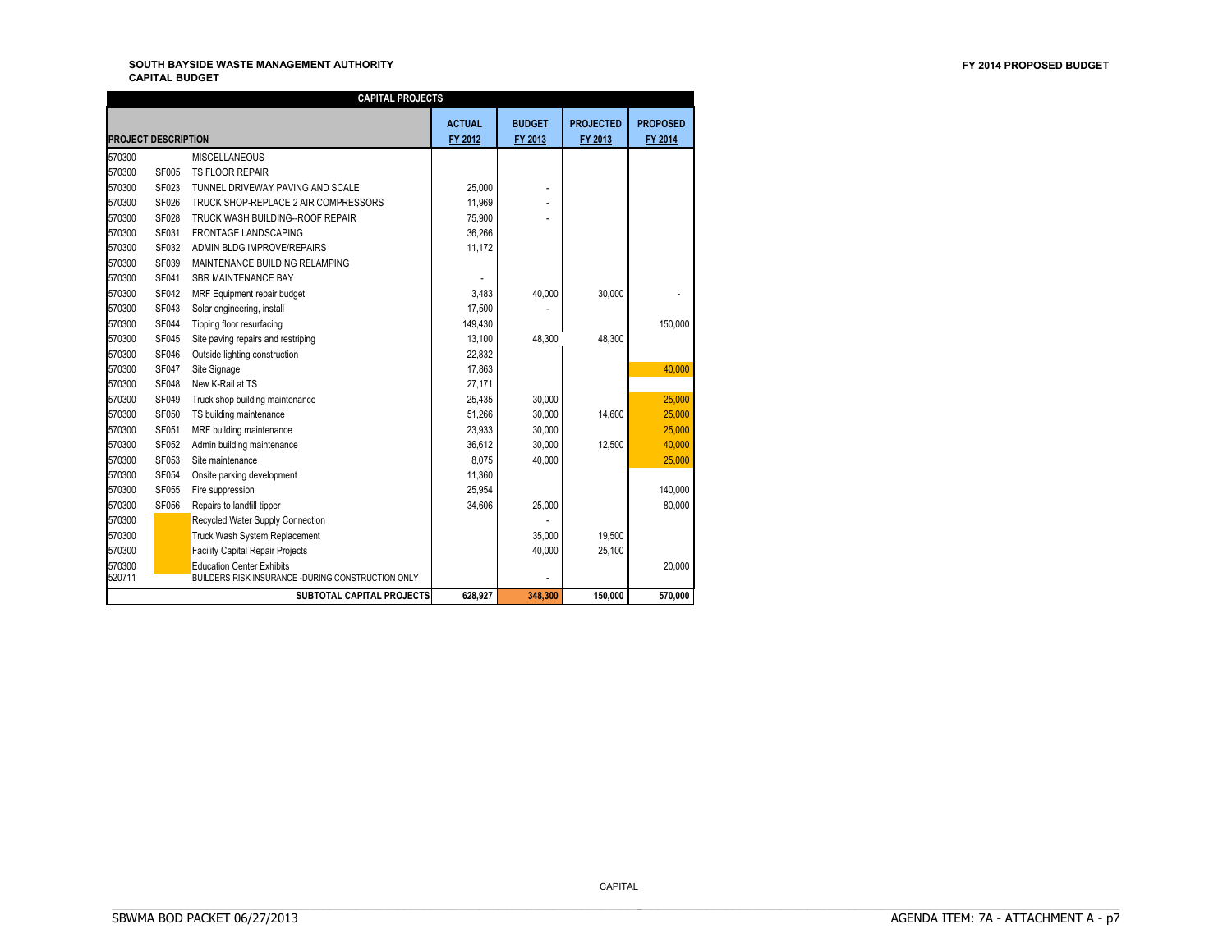**SOUTH BAYSIDE WASTE MANAGEMENT AUTHORITY**
**CAPITAL BUDGET**

**FY 2014 PROPOSED BUDGET**

| CAPITAL PROJECTS | | | | | | |
|---|---|---|---|---|---|---|
| **PROJECT DESCRIPTION** | | | **ACTUAL FY 2012** | **BUDGET FY 2013** | **PROJECTED FY 2013** | **PROPOSED FY 2014** |
| 570300 | | MISCELLANEOUS | | | | |
| 570300 | SF005 | TS FLOOR REPAIR | | | | |
| 570300 | SF023 | TUNNEL DRIVEWAY PAVING AND SCALE | 25,000 | - | | |
| 570300 | SF026 | TRUCK SHOP-REPLACE 2 AIR COMPRESSORS | 11,969 | - | | |
| 570300 | SF028 | TRUCK WASH BUILDING--ROOF REPAIR | 75,900 | - | | |
| 570300 | SF031 | FRONTAGE LANDSCAPING | 36,266 | | | |
| 570300 | SF032 | ADMIN BLDG IMPROVE/REPAIRS | 11,172 | | | |
| 570300 | SF039 | MAINTENANCE BUILDING RELAMPING | | | | |
| 570300 | SF041 | SBR MAINTENANCE BAY | - | | | |
| 570300 | SF042 | MRF Equipment repair budget | 3,483 | 40,000 | 30,000 | - |
| 570300 | SF043 | Solar engineering, install | 17,500 | - | | |
| 570300 | SF044 | Tipping floor resurfacing | 149,430 | | | 150,000 |
| 570300 | SF045 | Site paving repairs and restriping | 13,100 | 48,300 | 48,300 | |
| 570300 | SF046 | Outside lighting construction | 22,832 | | | |
| 570300 | SF047 | Site Signage | 17,863 | | | 40,000 |
| 570300 | SF048 | New K-Rail at TS | 27,171 | | | |
| 570300 | SF049 | Truck shop building maintenance | 25,435 | 30,000 | | 25,000 |
| 570300 | SF050 | TS building maintenance | 51,266 | 30,000 | 14,600 | 25,000 |
| 570300 | SF051 | MRF building maintenance | 23,933 | 30,000 | | 25,000 |
| 570300 | SF052 | Admin building maintenance | 36,612 | 30,000 | 12,500 | 40,000 |
| 570300 | SF053 | Site maintenance | 8,075 | 40,000 | | 25,000 |
| 570300 | SF054 | Onsite parking development | 11,360 | | | |
| 570300 | SF055 | Fire suppression | 25,954 | | | 140,000 |
| 570300 | SF056 | Repairs to landfill tipper | 34,606 | 25,000 | | 80,000 |
| 570300 | | Recycled Water Supply Connection | | - | | |
| 570300 | | Truck Wash System Replacement | | 35,000 | 19,500 | |
| 570300 | | Facility Capital Repair Projects | | 40,000 | 25,100 | |
| 570300 | | Education Center Exhibits | | | | 20,000 |
| 520711 | | BUILDERS RISK INSURANCE -DURING CONSTRUCTION ONLY | | - | | |
| | | **SUBTOTAL CAPITAL PROJECTS** | **628,927** | **348,300** | **150,000** | **570,000** |

CAPITAL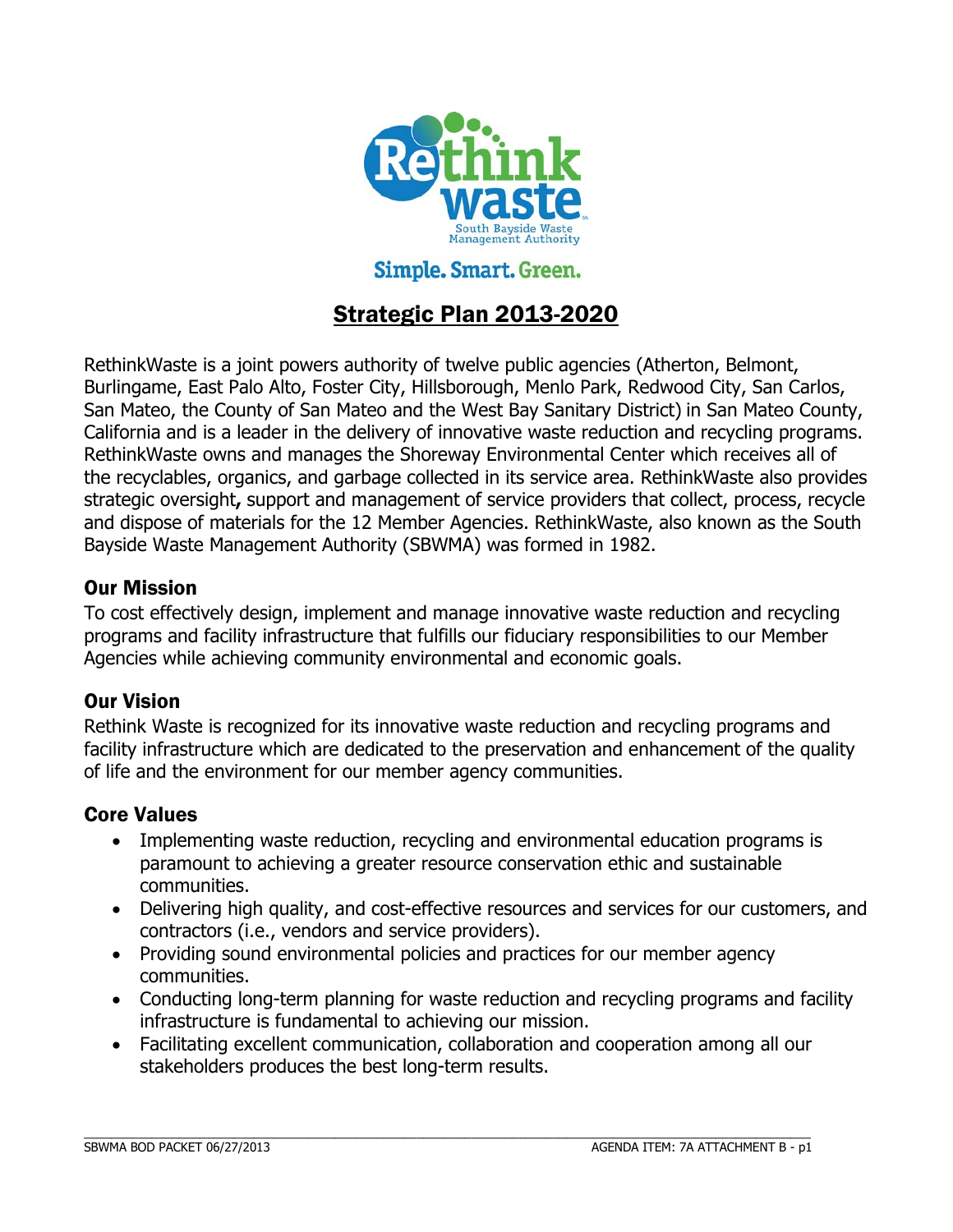Simple. Smart. Green.

# Strategic Plan 2013-2020

RethinkWaste is a joint powers authority of twelve public agencies (Atherton, Belmont, Burlingame, East Palo Alto, Foster City, Hillsborough, Menlo Park, Redwood City, San Carlos, San Mateo, the County of San Mateo and the West Bay Sanitary District) in San Mateo County, California and is a leader in the delivery of innovative waste reduction and recycling programs. RethinkWaste owns and manages the Shoreway Environmental Center which receives all of the recyclables, organics, and garbage collected in its service area. RethinkWaste also provides strategic oversight**,** support and management of service providers that collect, process, recycle and dispose of materials for the 12 Member Agencies. RethinkWaste, also known as the South Bayside Waste Management Authority (SBWMA) was formed in 1982.

## Our Mission

To cost effectively design, implement and manage innovative waste reduction and recycling programs and facility infrastructure that fulfills our fiduciary responsibilities to our Member Agencies while achieving community environmental and economic goals.

## Our Vision

Rethink Waste is recognized for its innovative waste reduction and recycling programs and facility infrastructure which are dedicated to the preservation and enhancement of the quality of life and the environment for our member agency communities.

## Core Values

- Implementing waste reduction, recycling and environmental education programs is paramount to achieving a greater resource conservation ethic and sustainable communities.
- Delivering high quality, and cost-effective resources and services for our customers, and contractors (i.e., vendors and service providers).
- Providing sound environmental policies and practices for our member agency communities.
- Conducting long-term planning for waste reduction and recycling programs and facility infrastructure is fundamental to achieving our mission.
- Facilitating excellent communication, collaboration and cooperation among all our stakeholders produces the best long-term results.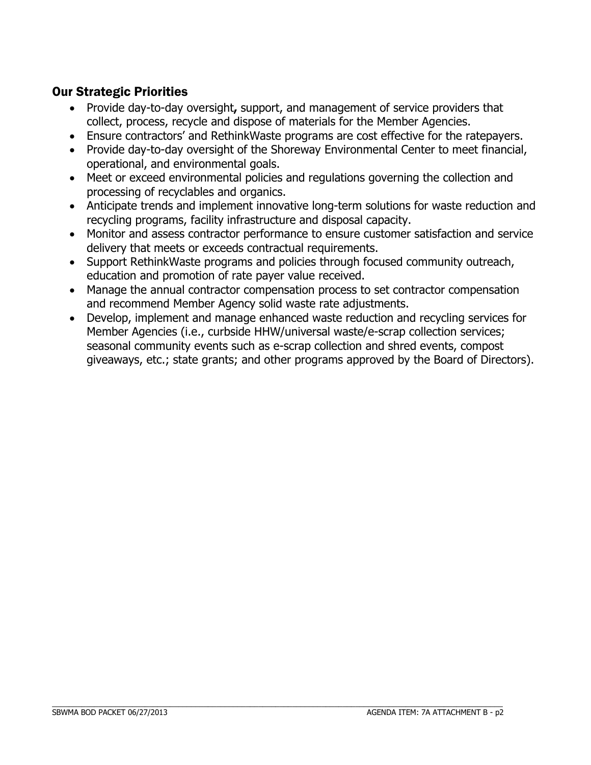## Our Strategic Priorities

- Provide day-to-day oversight, support, and management of service providers that collect, process, recycle and dispose of materials for the Member Agencies.
- Ensure contractors' and RethinkWaste programs are cost effective for the ratepayers.
- Provide day-to-day oversight of the Shoreway Environmental Center to meet financial, operational, and environmental goals.
- Meet or exceed environmental policies and regulations governing the collection and processing of recyclables and organics.
- Anticipate trends and implement innovative long-term solutions for waste reduction and recycling programs, facility infrastructure and disposal capacity.
- Monitor and assess contractor performance to ensure customer satisfaction and service delivery that meets or exceeds contractual requirements.
- Support RethinkWaste programs and policies through focused community outreach, education and promotion of rate payer value received.
- Manage the annual contractor compensation process to set contractor compensation and recommend Member Agency solid waste rate adjustments.
- Develop, implement and manage enhanced waste reduction and recycling services for Member Agencies (i.e., curbside HHW/universal waste/e-scrap collection services; seasonal community events such as e-scrap collection and shred events, compost giveaways, etc.; state grants; and other programs approved by the Board of Directors).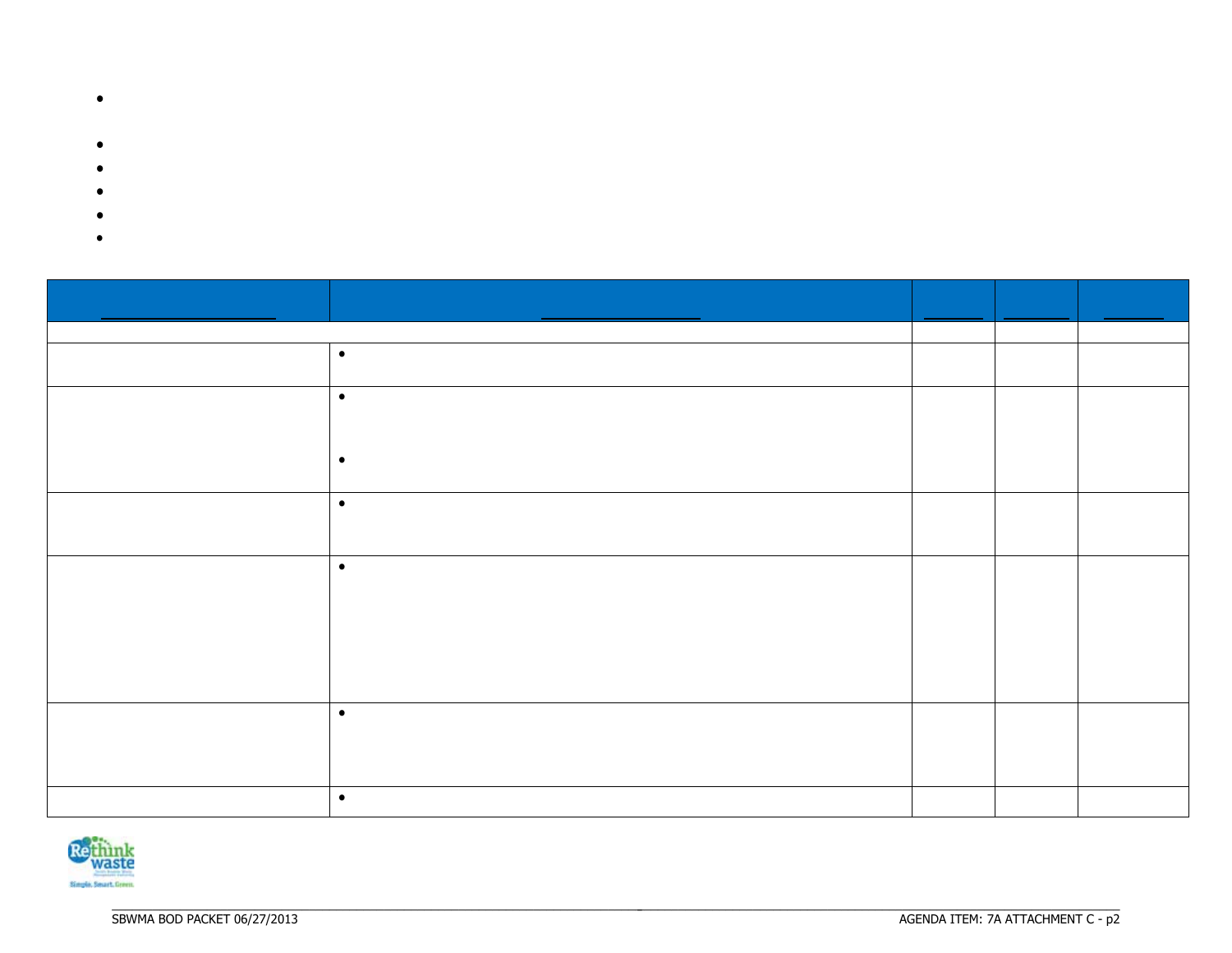- 
- 
- 
- 
- 
- 

| | | | | |
|---|---|---|---|---|
| | | | | |
| | • | | | |
| | • <br> • | | | |
| | • | | | |
| | • | | | |
| | • | | | |
| | • | | | |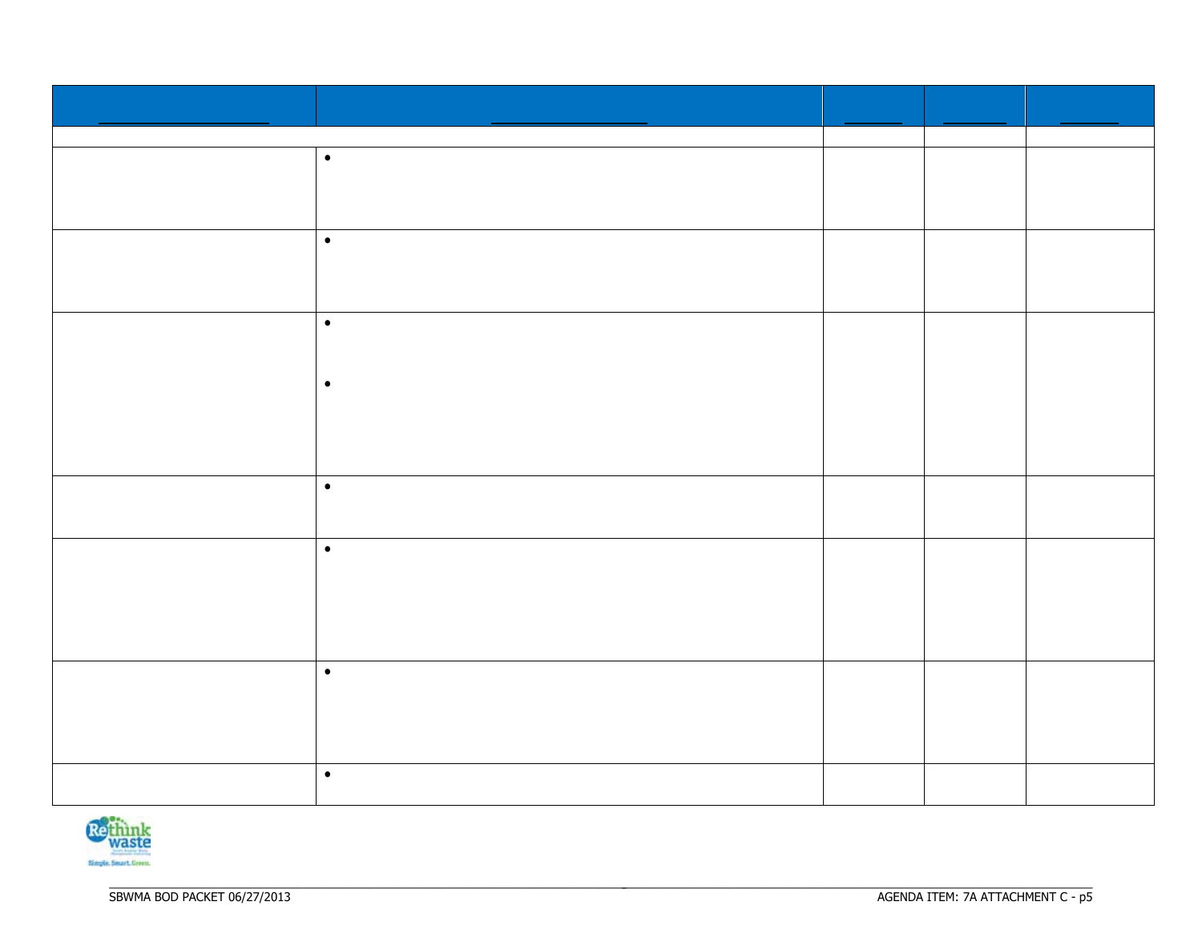| | | | | |
|---|---|---|---|---|
| | | | | |
| | • | | | |
| | • | | | |
| | • <br> • | | | |
| | • | | | |
| | • | | | |
| | • | | | |
| | • | | | |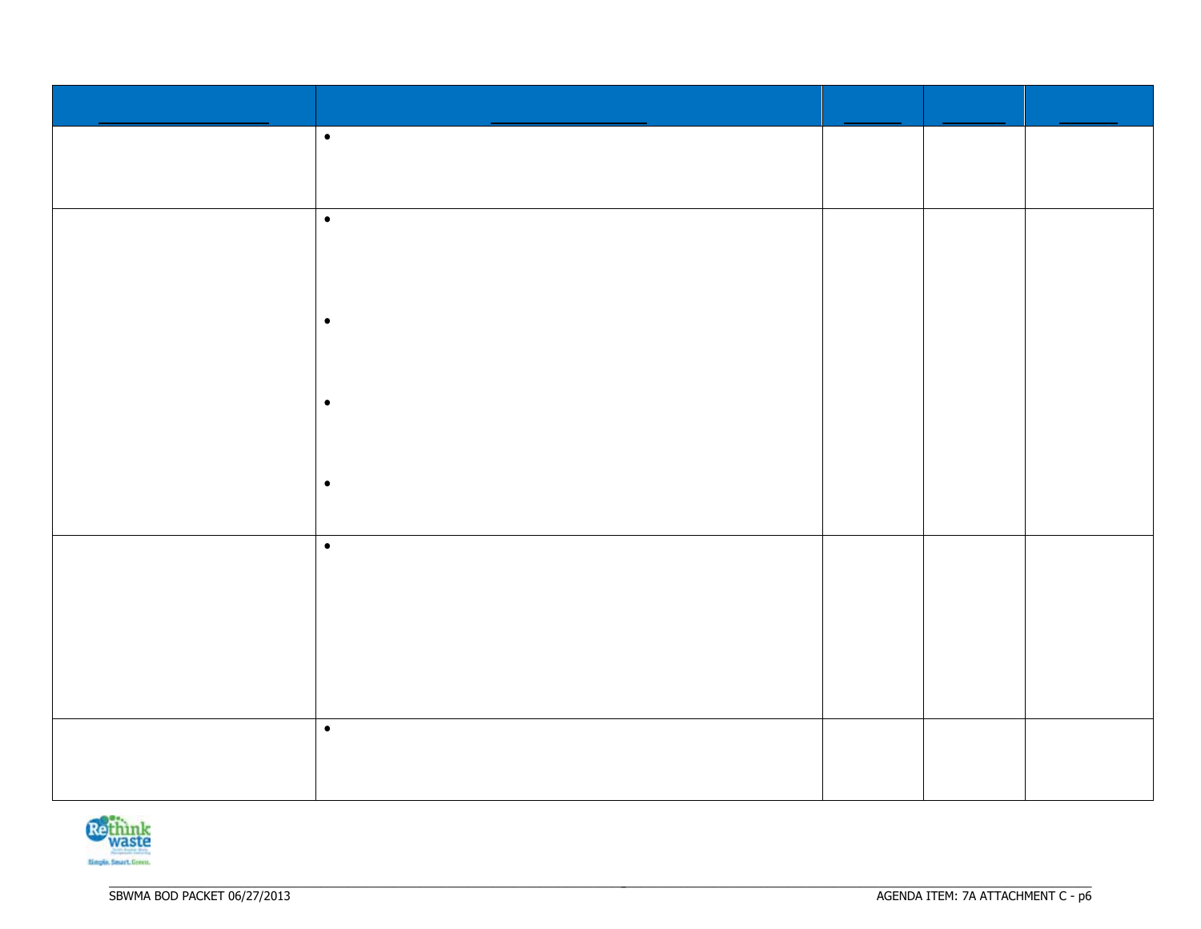| | | | | |
|---|---|---|---|---|
| | • | | | |
| | • <br> • <br> • <br> • | | | |
| | • | | | |
| | • | | | |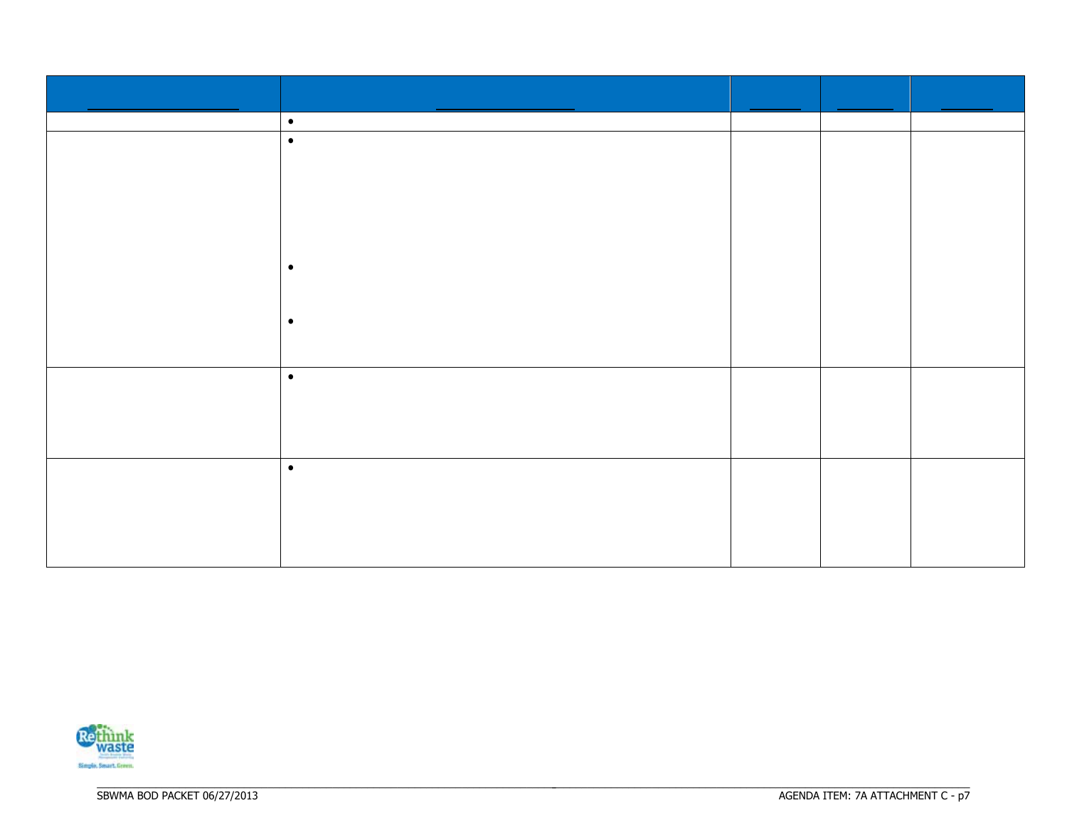| | | | | |
|---|---|---|---|---|
| | • | | | |
| | • <br> • <br> • | | | |
| | • | | | |
| | • | | | |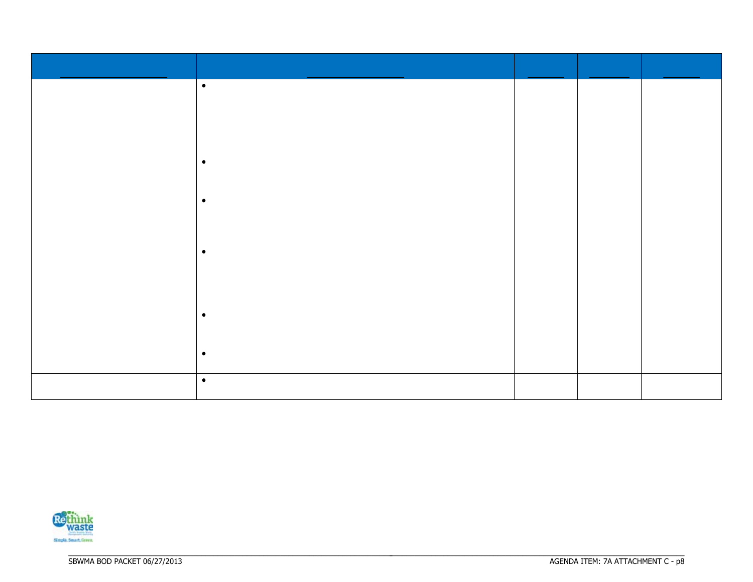| | | | | |
|---|---|---|---|---|
| | • <br><br>• <br><br>• <br><br>• <br><br>• <br><br>• | | | |
| | • | | | |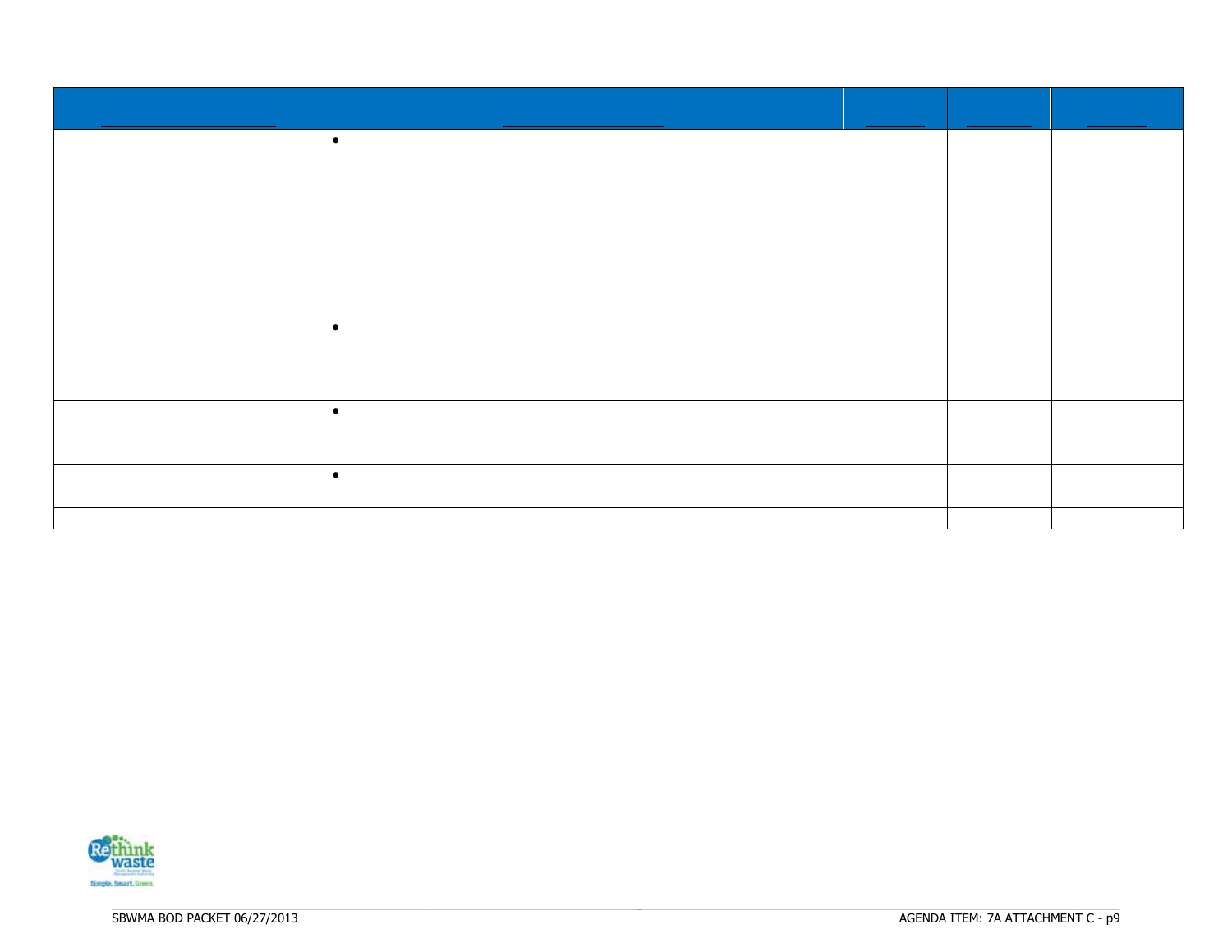| | | | | |
|---|---|---|---|---|
| | • <br><br><br><br><br> • | | | |
| | • | | | |
| | • | | | |
| | | | | |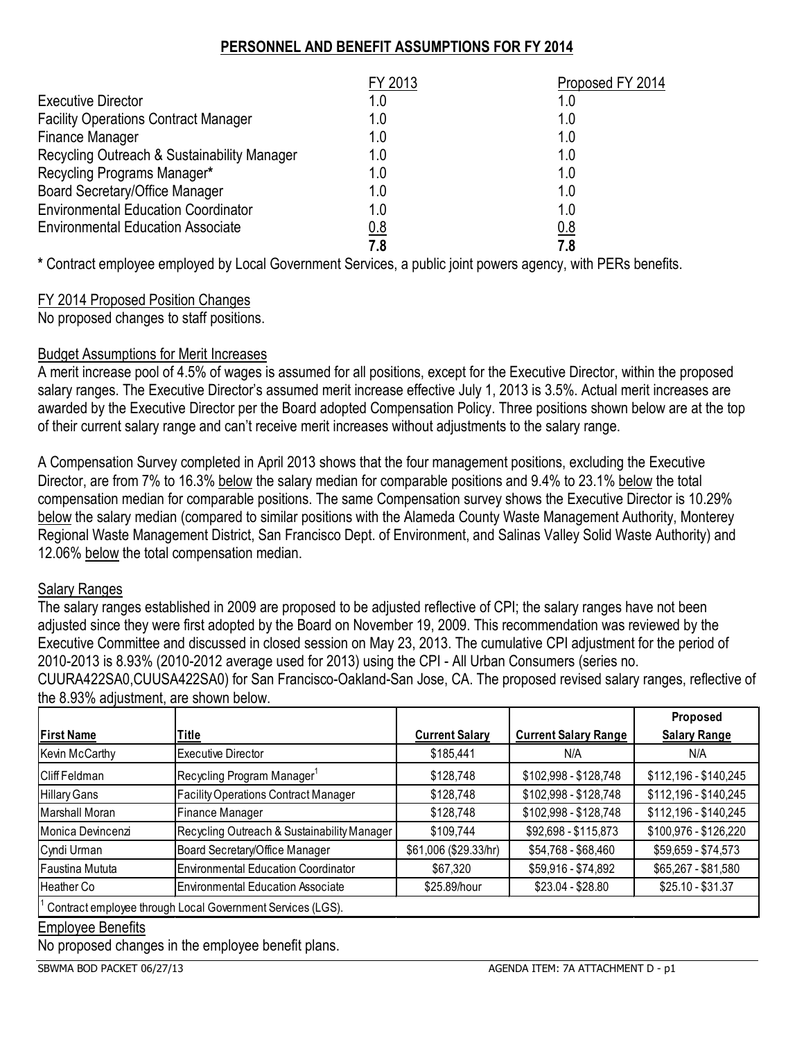## PERSONNEL AND BENEFIT ASSUMPTIONS FOR FY 2014

| | FY 2013 | Proposed FY 2014 |
|---|---|---|
| Executive Director | 1.0 | 1.0 |
| Facility Operations Contract Manager | 1.0 | 1.0 |
| Finance Manager | 1.0 | 1.0 |
| Recycling Outreach & Sustainability Manager | 1.0 | 1.0 |
| Recycling Programs Manager* | 1.0 | 1.0 |
| Board Secretary/Office Manager | 1.0 | 1.0 |
| Environmental Education Coordinator | 1.0 | 1.0 |
| Environmental Education Associate | 0.8 | 0.8 |
| | **7.8** | **7.8** |

**\*** Contract employee employed by Local Government Services, a public joint powers agency, with PERs benefits.

FY 2014 Proposed Position Changes

No proposed changes to staff positions.

Budget Assumptions for Merit Increases

A merit increase pool of 4.5% of wages is assumed for all positions, except for the Executive Director, within the proposed salary ranges. The Executive Director's assumed merit increase effective July 1, 2013 is 3.5%. Actual merit increases are awarded by the Executive Director per the Board adopted Compensation Policy. Three positions shown below are at the top of their current salary range and can't receive merit increases without adjustments to the salary range.

A Compensation Survey completed in April 2013 shows that the four management positions, excluding the Executive Director, are from 7% to 16.3% below the salary median for comparable positions and 9.4% to 23.1% below the total compensation median for comparable positions. The same Compensation survey shows the Executive Director is 10.29% below the salary median (compared to similar positions with the Alameda County Waste Management Authority, Monterey Regional Waste Management District, San Francisco Dept. of Environment, and Salinas Valley Solid Waste Authority) and 12.06% below the total compensation median.

Salary Ranges

The salary ranges established in 2009 are proposed to be adjusted reflective of CPI; the salary ranges have not been adjusted since they were first adopted by the Board on November 19, 2009. This recommendation was reviewed by the Executive Committee and discussed in closed session on May 23, 2013. The cumulative CPI adjustment for the period of 2010-2013 is 8.93% (2010-2012 average used for 2013) using the CPI - All Urban Consumers (series no. CUURA422SA0,CUUSA422SA0) for San Francisco-Oakland-San Jose, CA. The proposed revised salary ranges, reflective of the 8.93% adjustment, are shown below.

| First Name | Title | Current Salary | Current Salary Range | Proposed Salary Range |
|---|---|---|---|---|
| Kevin McCarthy | Executive Director | $185,441 | N/A | N/A |
| Cliff Feldman | Recycling Program Manager[1] | $128,748 | $102,998 - $128,748 | $112,196 - $140,245 |
| Hillary Gans | Facility Operations Contract Manager | $128,748 | $102,998 - $128,748 | $112,196 - $140,245 |
| Marshall Moran | Finance Manager | $128,748 | $102,998 - $128,748 | $112,196 - $140,245 |
| Monica Devincenzi | Recycling Outreach & Sustainability Manager | $109,744 | $92,698 - $115,873 | $100,976 - $126,220 |
| Cyndi Urman | Board Secretary/Office Manager | $61,006 ($29.33/hr) | $54,768 - $68,460 | $59,659 - $74,573 |
| Faustina Mututa | Environmental Education Coordinator | $67,320 | $59,916 - $74,892 | $65,267 - $81,580 |
| Heather Co | Environmental Education Associate | $25.89/hour | $23.04 - $28.80 | $25.10 - $31.37 |

[1] Contract employee through Local Government Services (LGS).

Employee Benefits

No proposed changes in the employee benefit plans.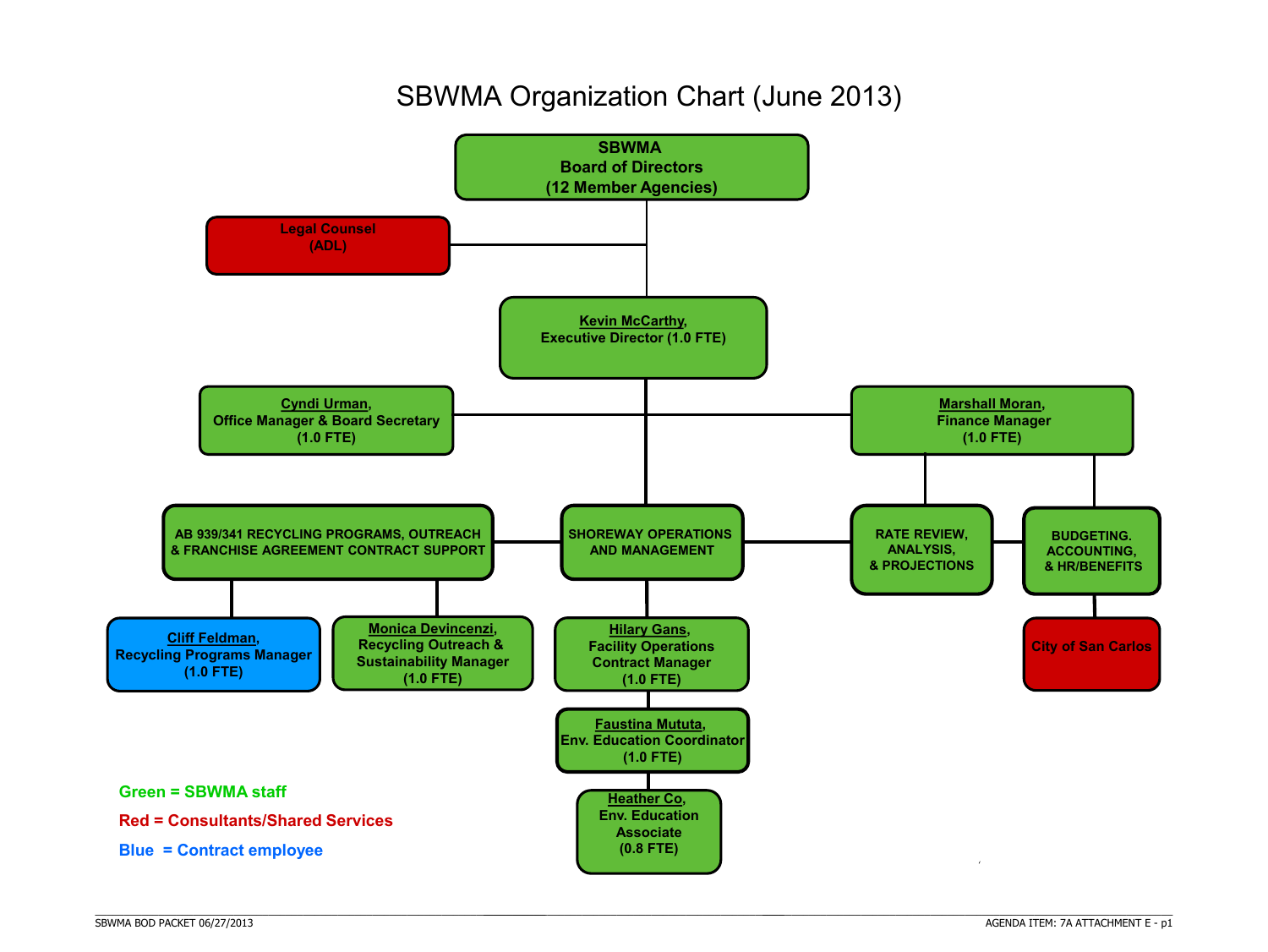# SBWMA Organization Chart (June 2013)

**SBWMA**
**Board of Directors**
**(12 Member Agencies)**

**Legal Counsel**
**(ADL)**

**Kevin McCarthy,**
**Executive Director (1.0 FTE)**

**Cyndi Urman,**
**Office Manager & Board Secretary**
**(1.0 FTE)**

**Marshall Moran,**
**Finance Manager**
**(1.0 FTE)**

**AB 939/341 RECYCLING PROGRAMS, OUTREACH & FRANCHISE AGREEMENT CONTRACT SUPPORT**

**SHOREWAY OPERATIONS AND MANAGEMENT**

**RATE REVIEW, ANALYSIS, & PROJECTIONS**

**BUDGETING. ACCOUNTING, & HR/BENEFITS**

**Cliff Feldman,**
**Recycling Programs Manager**
**(1.0 FTE)**

**Monica Devincenzi,**
**Recycling Outreach & Sustainability Manager**
**(1.0 FTE)**

**Hilary Gans,**
**Facility Operations Contract Manager**
**(1.0 FTE)**

**City of San Carlos**

**Faustina Mututa,**
**Env. Education Coordinator**
**(1.0 FTE)**

**Heather Co,**
**Env. Education Associate**
**(0.8 FTE)**

Green = SBWMA staff

Red = Consultants/Shared Services

Blue = Contract employee

SBWMA BOD PACKET 06/27/2013

AGENDA ITEM: 7A ATTACHMENT E - p1